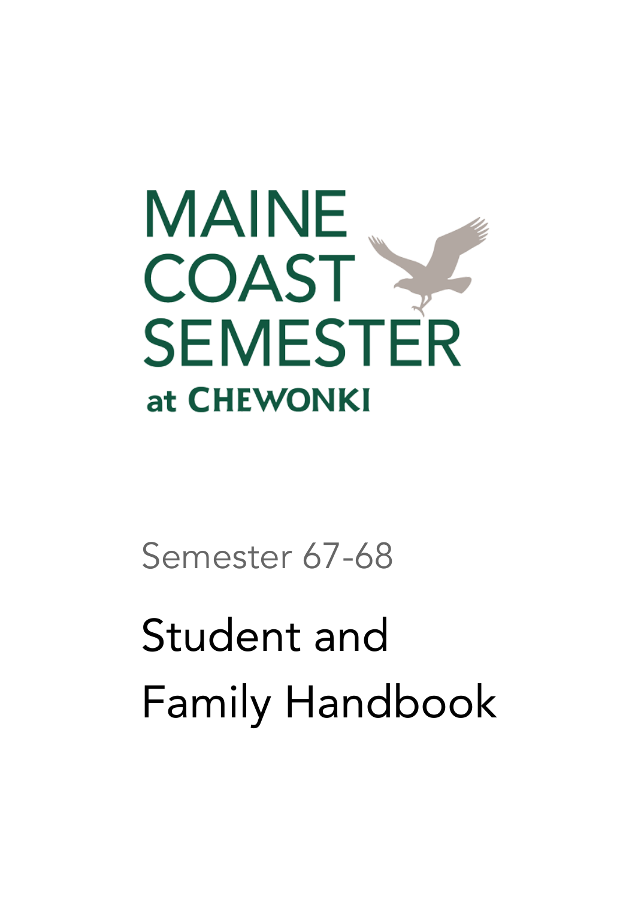# MAINE COAST SEMESTER

**at CHEWONKI**

Semester 67-68

# Student and Family Handbook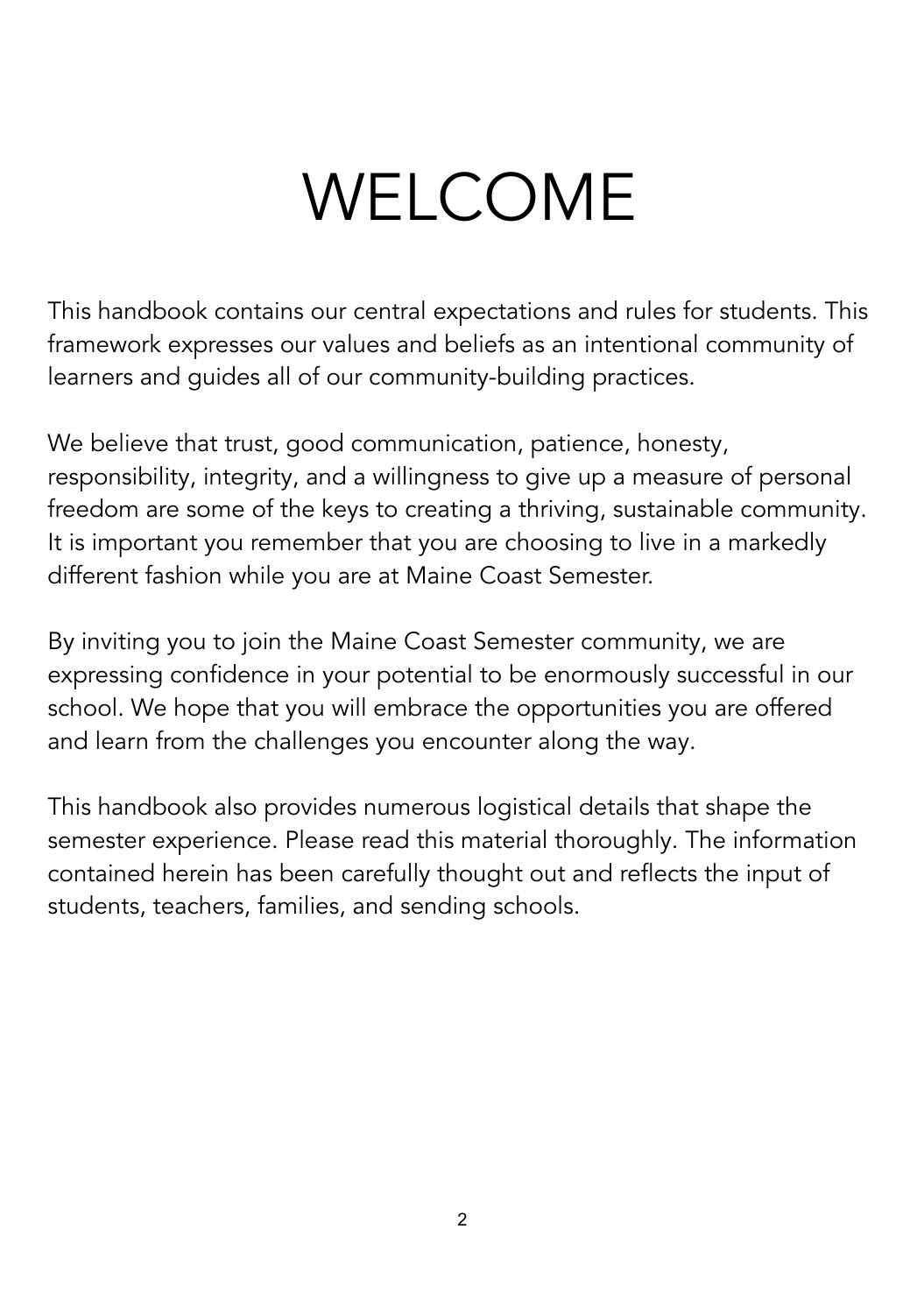# WELCOME

This handbook contains our central expectations and rules for students. This framework expresses our values and beliefs as an intentional community of learners and guides all of our community-building practices.

We believe that trust, good communication, patience, honesty, responsibility, integrity, and a willingness to give up a measure of personal freedom are some of the keys to creating a thriving, sustainable community. It is important you remember that you are choosing to live in a markedly different fashion while you are at Maine Coast Semester.

By inviting you to join the Maine Coast Semester community, we are expressing confidence in your potential to be enormously successful in our school. We hope that you will embrace the opportunities you are offered and learn from the challenges you encounter along the way.

This handbook also provides numerous logistical details that shape the semester experience. Please read this material thoroughly. The information contained herein has been carefully thought out and reflects the input of students, teachers, families, and sending schools.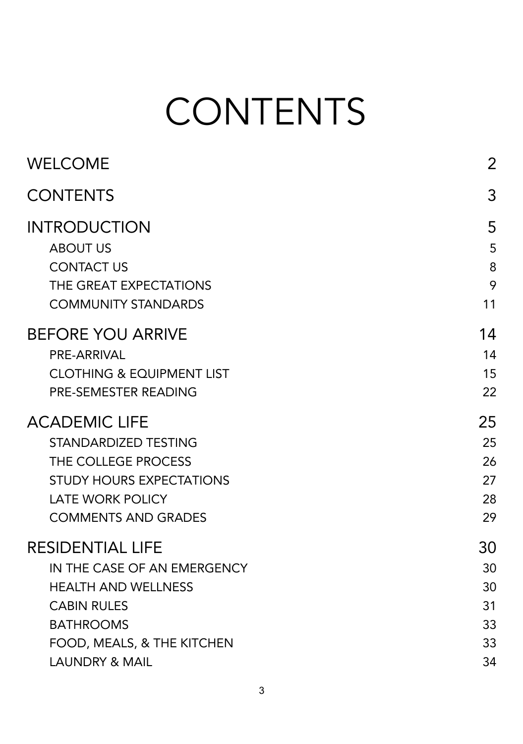# CONTENTS

| | |
|---|---|
| WELCOME | 2 |
| CONTENTS | 3 |
| INTRODUCTION | 5 |
| ABOUT US | 5 |
| CONTACT US | 8 |
| THE GREAT EXPECTATIONS | 9 |
| COMMUNITY STANDARDS | 11 |
| BEFORE YOU ARRIVE | 14 |
| PRE-ARRIVAL | 14 |
| CLOTHING & EQUIPMENT LIST | 15 |
| PRE-SEMESTER READING | 22 |
| ACADEMIC LIFE | 25 |
| STANDARDIZED TESTING | 25 |
| THE COLLEGE PROCESS | 26 |
| STUDY HOURS EXPECTATIONS | 27 |
| LATE WORK POLICY | 28 |
| COMMENTS AND GRADES | 29 |
| RESIDENTIAL LIFE | 30 |
| IN THE CASE OF AN EMERGENCY | 30 |
| HEALTH AND WELLNESS | 30 |
| CABIN RULES | 31 |
| BATHROOMS | 33 |
| FOOD, MEALS, & THE KITCHEN | 33 |
| LAUNDRY & MAIL | 34 |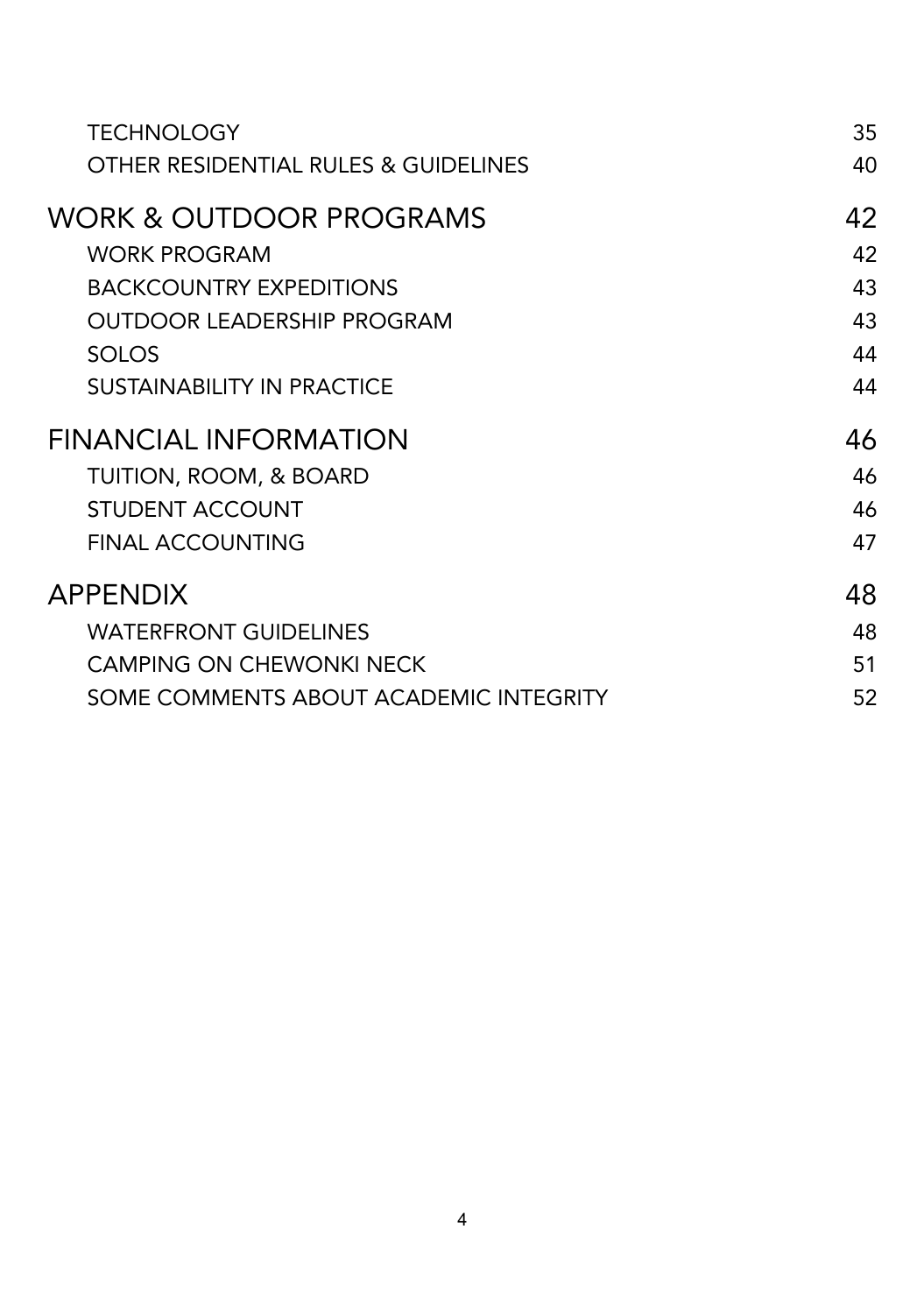| | |
|---|---|
| TECHNOLOGY | 35 |
| OTHER RESIDENTIAL RULES & GUIDELINES | 40 |
| **WORK & OUTDOOR PROGRAMS** | **42** |
| WORK PROGRAM | 42 |
| BACKCOUNTRY EXPEDITIONS | 43 |
| OUTDOOR LEADERSHIP PROGRAM | 43 |
| SOLOS | 44 |
| SUSTAINABILITY IN PRACTICE | 44 |
| **FINANCIAL INFORMATION** | **46** |
| TUITION, ROOM, & BOARD | 46 |
| STUDENT ACCOUNT | 46 |
| FINAL ACCOUNTING | 47 |
| **APPENDIX** | **48** |
| WATERFRONT GUIDELINES | 48 |
| CAMPING ON CHEWONKI NECK | 51 |
| SOME COMMENTS ABOUT ACADEMIC INTEGRITY | 52 |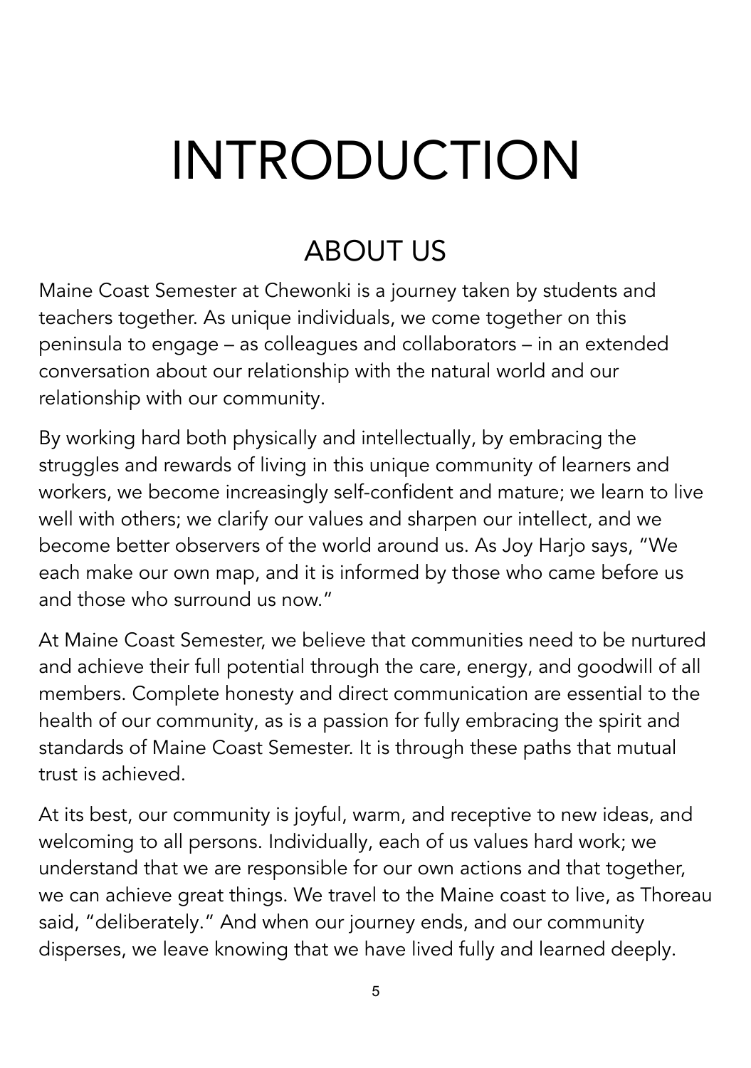# INTRODUCTION

## ABOUT US

Maine Coast Semester at Chewonki is a journey taken by students and teachers together. As unique individuals, we come together on this peninsula to engage – as colleagues and collaborators – in an extended conversation about our relationship with the natural world and our relationship with our community.

By working hard both physically and intellectually, by embracing the struggles and rewards of living in this unique community of learners and workers, we become increasingly self-confident and mature; we learn to live well with others; we clarify our values and sharpen our intellect, and we become better observers of the world around us. As Joy Harjo says, "We each make our own map, and it is informed by those who came before us and those who surround us now."

At Maine Coast Semester, we believe that communities need to be nurtured and achieve their full potential through the care, energy, and goodwill of all members. Complete honesty and direct communication are essential to the health of our community, as is a passion for fully embracing the spirit and standards of Maine Coast Semester. It is through these paths that mutual trust is achieved.

At its best, our community is joyful, warm, and receptive to new ideas, and welcoming to all persons. Individually, each of us values hard work; we understand that we are responsible for our own actions and that together, we can achieve great things. We travel to the Maine coast to live, as Thoreau said, "deliberately." And when our journey ends, and our community disperses, we leave knowing that we have lived fully and learned deeply.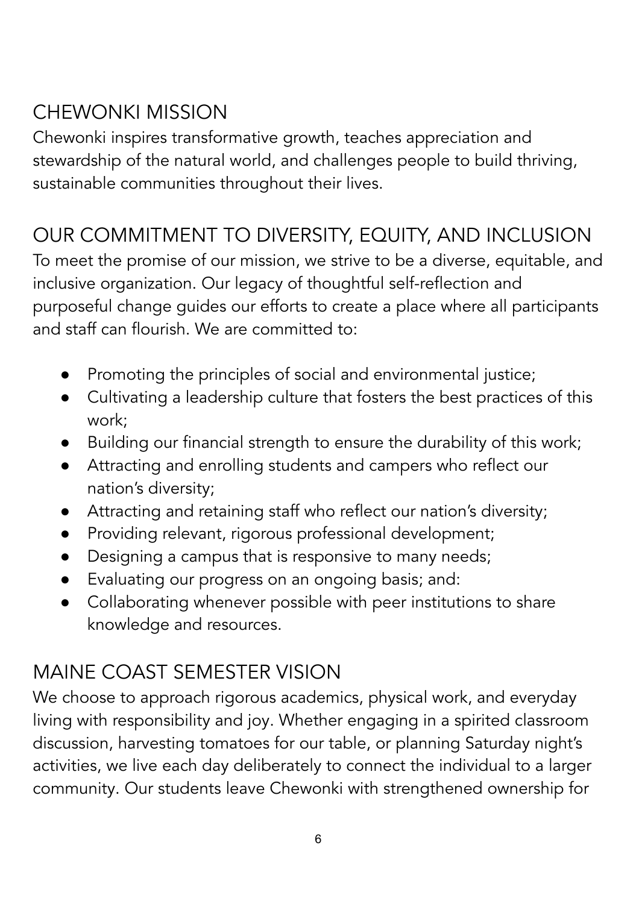## CHEWONKI MISSION

Chewonki inspires transformative growth, teaches appreciation and stewardship of the natural world, and challenges people to build thriving, sustainable communities throughout their lives.

## OUR COMMITMENT TO DIVERSITY, EQUITY, AND INCLUSION

To meet the promise of our mission, we strive to be a diverse, equitable, and inclusive organization. Our legacy of thoughtful self-reflection and purposeful change guides our efforts to create a place where all participants and staff can flourish. We are committed to:

- Promoting the principles of social and environmental justice;
- Cultivating a leadership culture that fosters the best practices of this work;
- Building our financial strength to ensure the durability of this work;
- Attracting and enrolling students and campers who reflect our nation's diversity;
- Attracting and retaining staff who reflect our nation's diversity;
- Providing relevant, rigorous professional development;
- Designing a campus that is responsive to many needs;
- Evaluating our progress on an ongoing basis; and:
- Collaborating whenever possible with peer institutions to share knowledge and resources.

## MAINE COAST SEMESTER VISION

We choose to approach rigorous academics, physical work, and everyday living with responsibility and joy. Whether engaging in a spirited classroom discussion, harvesting tomatoes for our table, or planning Saturday night's activities, we live each day deliberately to connect the individual to a larger community. Our students leave Chewonki with strengthened ownership for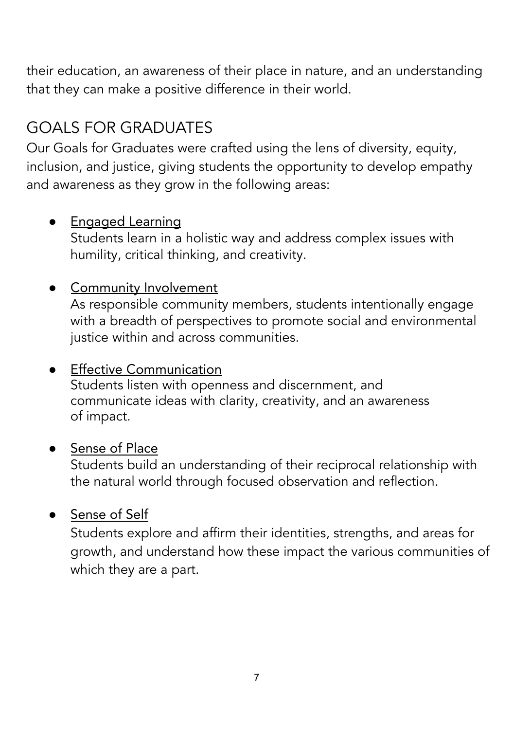their education, an awareness of their place in nature, and an understanding that they can make a positive difference in their world.

## GOALS FOR GRADUATES

Our Goals for Graduates were crafted using the lens of diversity, equity, inclusion, and justice, giving students the opportunity to develop empathy and awareness as they grow in the following areas:

- Engaged Learning
  Students learn in a holistic way and address complex issues with humility, critical thinking, and creativity.

- Community Involvement
  As responsible community members, students intentionally engage with a breadth of perspectives to promote social and environmental justice within and across communities.

- Effective Communication
  Students listen with openness and discernment, and communicate ideas with clarity, creativity, and an awareness of impact.

- Sense of Place
  Students build an understanding of their reciprocal relationship with the natural world through focused observation and reflection.

- Sense of Self
  Students explore and affirm their identities, strengths, and areas for growth, and understand how these impact the various communities of which they are a part.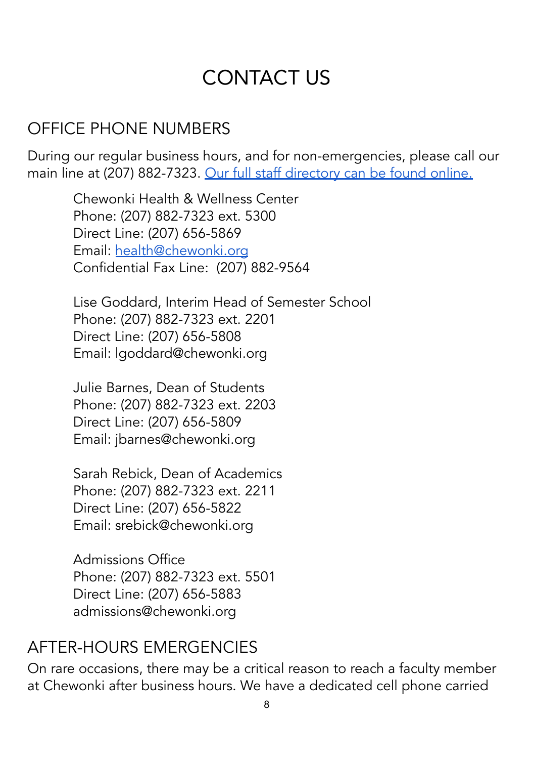# CONTACT US

## OFFICE PHONE NUMBERS

During our regular business hours, and for non-emergencies, please call our main line at (207) 882-7323. [Our full staff directory can be found online.]

Chewonki Health & Wellness Center
Phone: (207) 882-7323 ext. 5300
Direct Line: (207) 656-5869
Email: health@chewonki.org
Confidential Fax Line: (207) 882-9564

Lise Goddard, Interim Head of Semester School
Phone: (207) 882-7323 ext. 2201
Direct Line: (207) 656-5808
Email: lgoddard@chewonki.org

Julie Barnes, Dean of Students
Phone: (207) 882-7323 ext. 2203
Direct Line: (207) 656-5809
Email: jbarnes@chewonki.org

Sarah Rebick, Dean of Academics
Phone: (207) 882-7323 ext. 2211
Direct Line: (207) 656-5822
Email: srebick@chewonki.org

Admissions Office
Phone: (207) 882-7323 ext. 5501
Direct Line: (207) 656-5883
admissions@chewonki.org

## AFTER-HOURS EMERGENCIES

On rare occasions, there may be a critical reason to reach a faculty member at Chewonki after business hours. We have a dedicated cell phone carried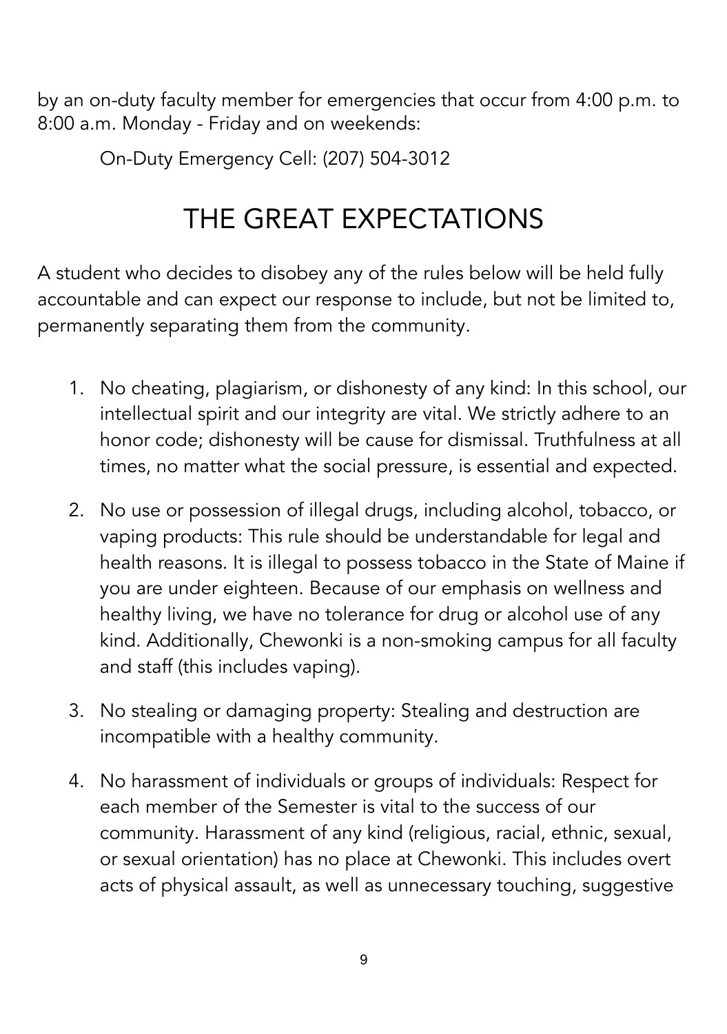by an on-duty faculty member for emergencies that occur from 4:00 p.m. to 8:00 a.m. Monday - Friday and on weekends:

On-Duty Emergency Cell: (207) 504-3012

# THE GREAT EXPECTATIONS

A student who decides to disobey any of the rules below will be held fully accountable and can expect our response to include, but not be limited to, permanently separating them from the community.

1. No cheating, plagiarism, or dishonesty of any kind: In this school, our intellectual spirit and our integrity are vital. We strictly adhere to an honor code; dishonesty will be cause for dismissal. Truthfulness at all times, no matter what the social pressure, is essential and expected.

2. No use or possession of illegal drugs, including alcohol, tobacco, or vaping products: This rule should be understandable for legal and health reasons. It is illegal to possess tobacco in the State of Maine if you are under eighteen. Because of our emphasis on wellness and healthy living, we have no tolerance for drug or alcohol use of any kind. Additionally, Chewonki is a non-smoking campus for all faculty and staff (this includes vaping).

3. No stealing or damaging property: Stealing and destruction are incompatible with a healthy community.

4. No harassment of individuals or groups of individuals: Respect for each member of the Semester is vital to the success of our community. Harassment of any kind (religious, racial, ethnic, sexual, or sexual orientation) has no place at Chewonki. This includes overt acts of physical assault, as well as unnecessary touching, suggestive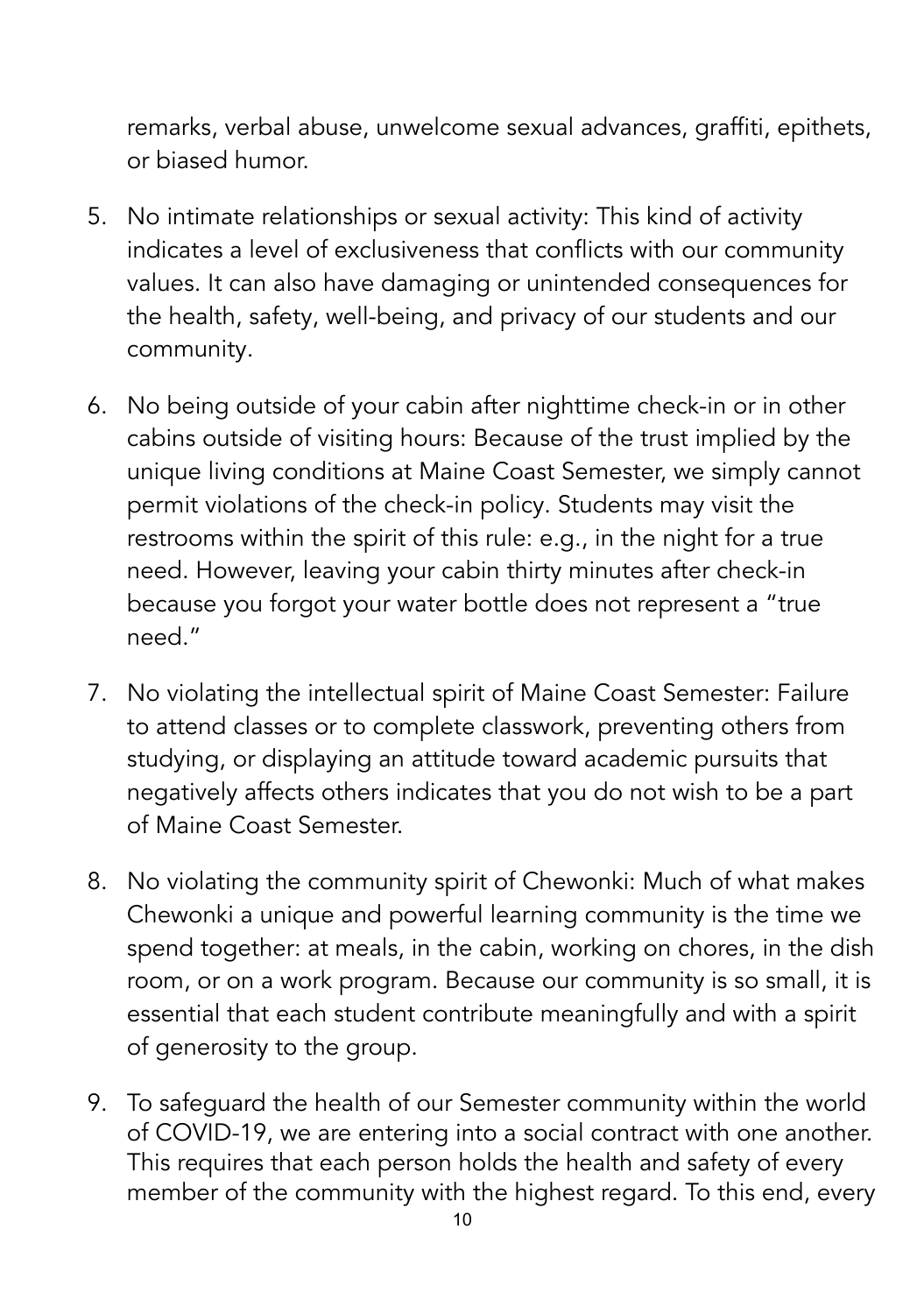remarks, verbal abuse, unwelcome sexual advances, graffiti, epithets, or biased humor.

5. No intimate relationships or sexual activity: This kind of activity indicates a level of exclusiveness that conflicts with our community values. It can also have damaging or unintended consequences for the health, safety, well-being, and privacy of our students and our community.
6. No being outside of your cabin after nighttime check-in or in other cabins outside of visiting hours: Because of the trust implied by the unique living conditions at Maine Coast Semester, we simply cannot permit violations of the check-in policy. Students may visit the restrooms within the spirit of this rule: e.g., in the night for a true need. However, leaving your cabin thirty minutes after check-in because you forgot your water bottle does not represent a "true need."
7. No violating the intellectual spirit of Maine Coast Semester: Failure to attend classes or to complete classwork, preventing others from studying, or displaying an attitude toward academic pursuits that negatively affects others indicates that you do not wish to be a part of Maine Coast Semester.
8. No violating the community spirit of Chewonki: Much of what makes Chewonki a unique and powerful learning community is the time we spend together: at meals, in the cabin, working on chores, in the dish room, or on a work program. Because our community is so small, it is essential that each student contribute meaningfully and with a spirit of generosity to the group.
9. To safeguard the health of our Semester community within the world of COVID-19, we are entering into a social contract with one another. This requires that each person holds the health and safety of every member of the community with the highest regard. To this end, every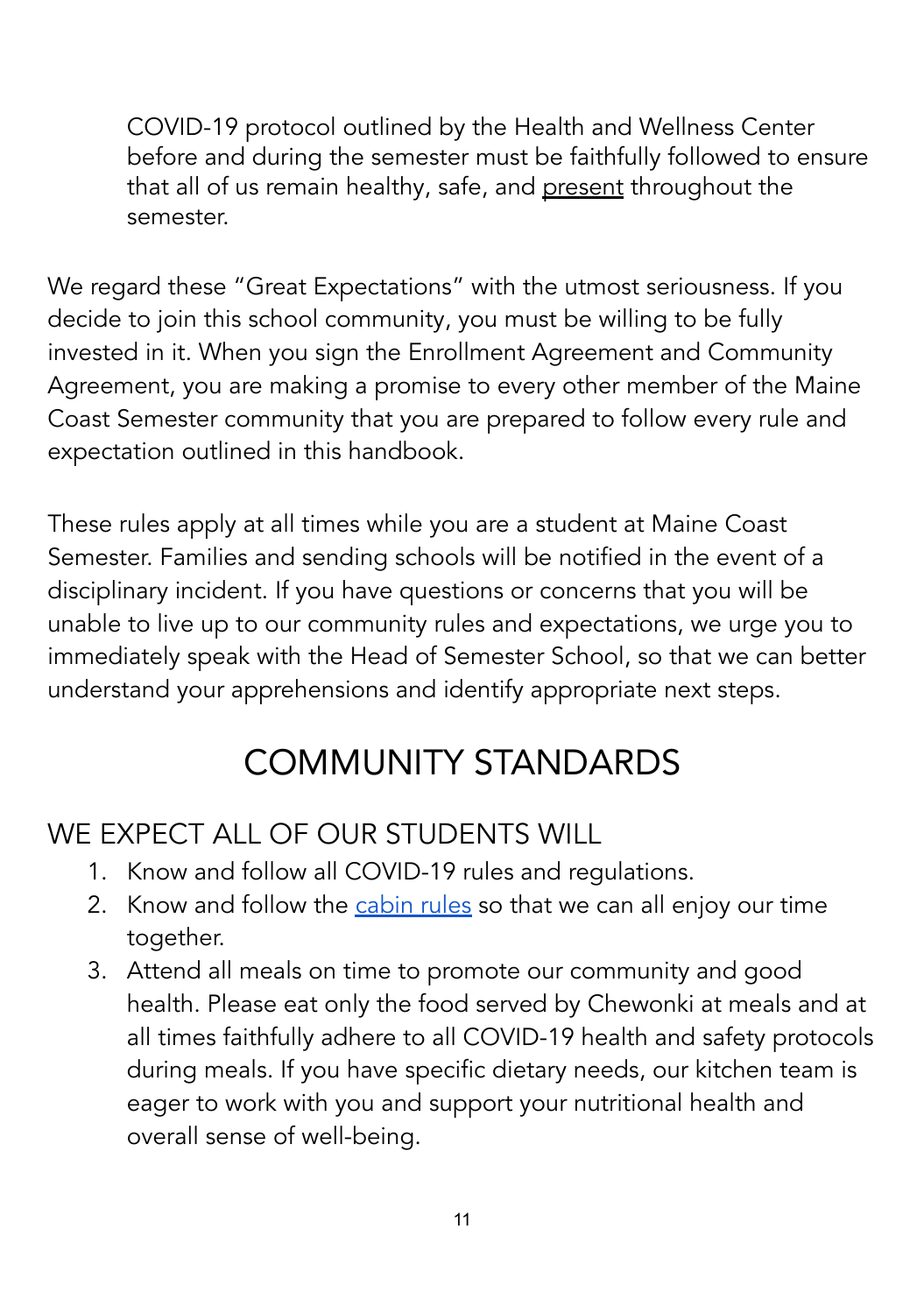COVID-19 protocol outlined by the Health and Wellness Center before and during the semester must be faithfully followed to ensure that all of us remain healthy, safe, and present throughout the semester.

We regard these "Great Expectations" with the utmost seriousness. If you decide to join this school community, you must be willing to be fully invested in it. When you sign the Enrollment Agreement and Community Agreement, you are making a promise to every other member of the Maine Coast Semester community that you are prepared to follow every rule and expectation outlined in this handbook.

These rules apply at all times while you are a student at Maine Coast Semester. Families and sending schools will be notified in the event of a disciplinary incident. If you have questions or concerns that you will be unable to live up to our community rules and expectations, we urge you to immediately speak with the Head of Semester School, so that we can better understand your apprehensions and identify appropriate next steps.

# COMMUNITY STANDARDS

## WE EXPECT ALL OF OUR STUDENTS WILL

1. Know and follow all COVID-19 rules and regulations.
2. Know and follow the cabin rules so that we can all enjoy our time together.
3. Attend all meals on time to promote our community and good health. Please eat only the food served by Chewonki at meals and at all times faithfully adhere to all COVID-19 health and safety protocols during meals. If you have specific dietary needs, our kitchen team is eager to work with you and support your nutritional health and overall sense of well-being.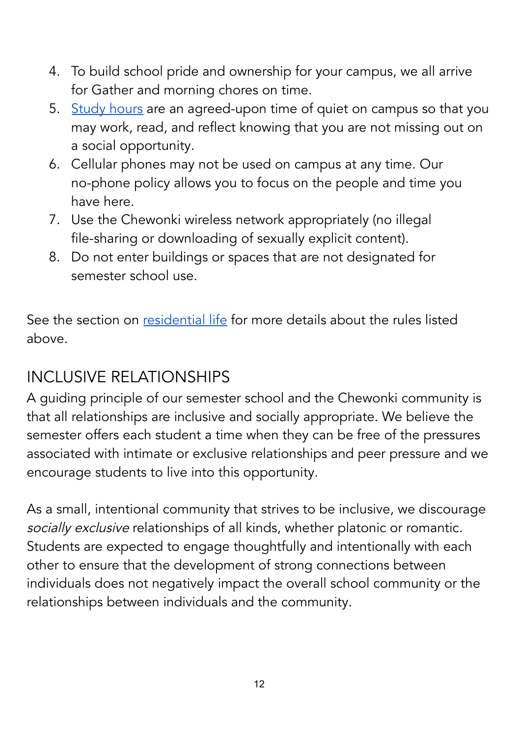4. To build school pride and ownership for your campus, we all arrive for Gather and morning chores on time.
5. Study hours are an agreed-upon time of quiet on campus so that you may work, read, and reflect knowing that you are not missing out on a social opportunity.
6. Cellular phones may not be used on campus at any time. Our no-phone policy allows you to focus on the people and time you have here.
7. Use the Chewonki wireless network appropriately (no illegal file-sharing or downloading of sexually explicit content).
8. Do not enter buildings or spaces that are not designated for semester school use.

See the section on residential life for more details about the rules listed above.

## INCLUSIVE RELATIONSHIPS

A guiding principle of our semester school and the Chewonki community is that all relationships are inclusive and socially appropriate. We believe the semester offers each student a time when they can be free of the pressures associated with intimate or exclusive relationships and peer pressure and we encourage students to live into this opportunity.

As a small, intentional community that strives to be inclusive, we discourage *socially exclusive* relationships of all kinds, whether platonic or romantic. Students are expected to engage thoughtfully and intentionally with each other to ensure that the development of strong connections between individuals does not negatively impact the overall school community or the relationships between individuals and the community.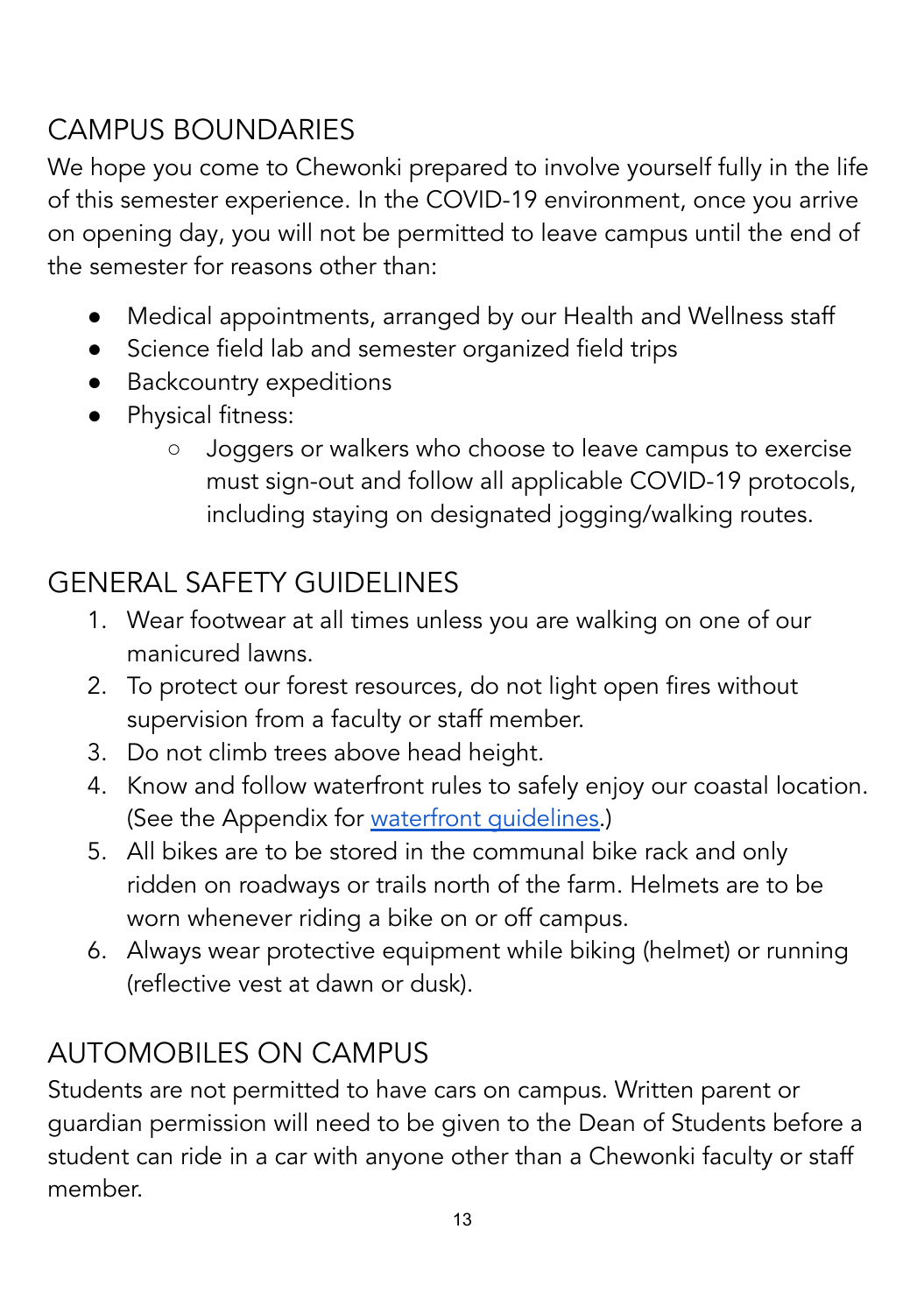## CAMPUS BOUNDARIES

We hope you come to Chewonki prepared to involve yourself fully in the life of this semester experience. In the COVID-19 environment, once you arrive on opening day, you will not be permitted to leave campus until the end of the semester for reasons other than:

- Medical appointments, arranged by our Health and Wellness staff
- Science field lab and semester organized field trips
- Backcountry expeditions
- Physical fitness:
  - Joggers or walkers who choose to leave campus to exercise must sign-out and follow all applicable COVID-19 protocols, including staying on designated jogging/walking routes.

## GENERAL SAFETY GUIDELINES

1. Wear footwear at all times unless you are walking on one of our manicured lawns.
2. To protect our forest resources, do not light open fires without supervision from a faculty or staff member.
3. Do not climb trees above head height.
4. Know and follow waterfront rules to safely enjoy our coastal location. (See the Appendix for waterfront guidelines.)
5. All bikes are to be stored in the communal bike rack and only ridden on roadways or trails north of the farm. Helmets are to be worn whenever riding a bike on or off campus.
6. Always wear protective equipment while biking (helmet) or running (reflective vest at dawn or dusk).

## AUTOMOBILES ON CAMPUS

Students are not permitted to have cars on campus. Written parent or guardian permission will need to be given to the Dean of Students before a student can ride in a car with anyone other than a Chewonki faculty or staff member.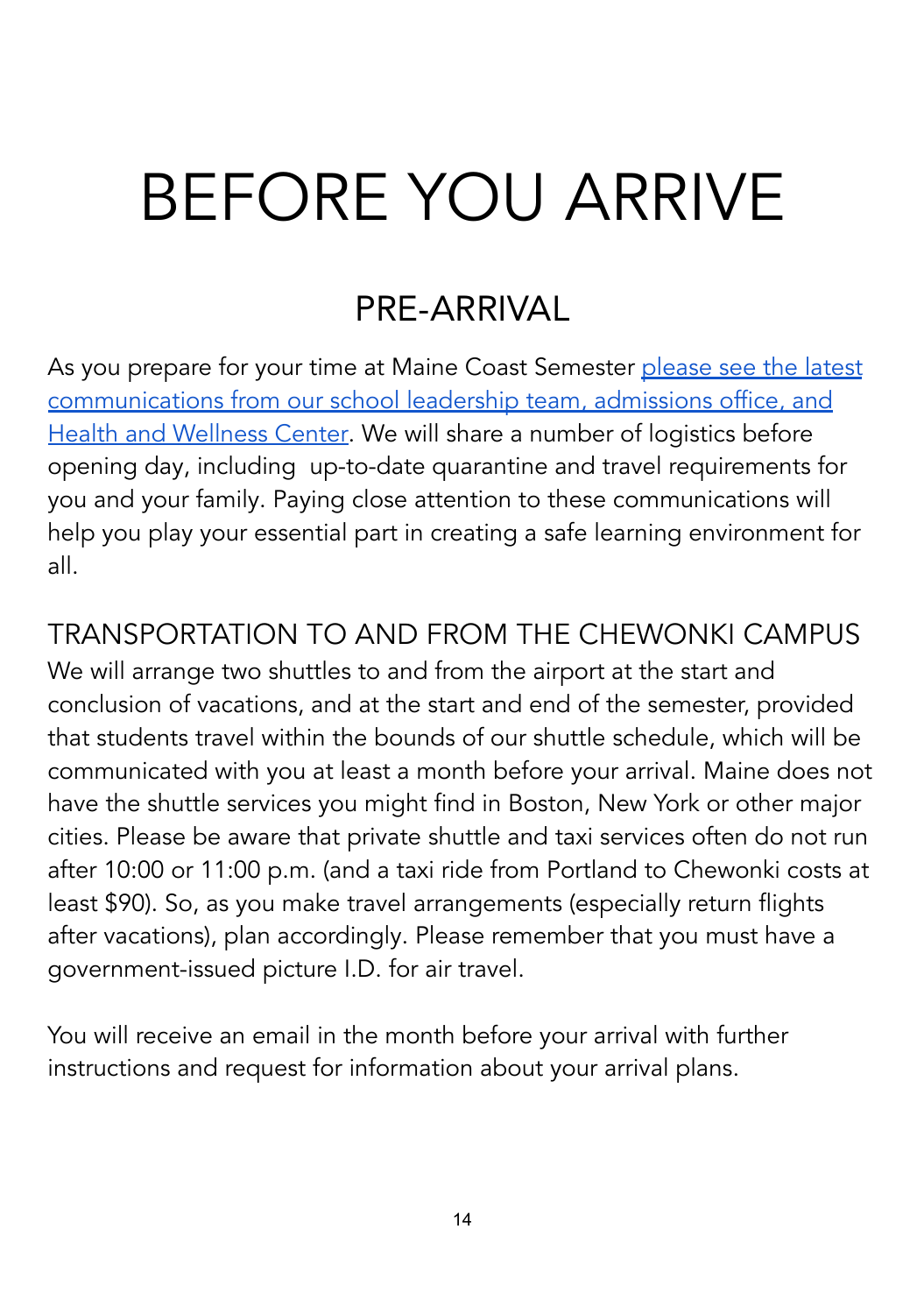# BEFORE YOU ARRIVE

## PRE-ARRIVAL

As you prepare for your time at Maine Coast Semester please see the latest communications from our school leadership team, admissions office, and Health and Wellness Center. We will share a number of logistics before opening day, including up-to-date quarantine and travel requirements for you and your family. Paying close attention to these communications will help you play your essential part in creating a safe learning environment for all.

### TRANSPORTATION TO AND FROM THE CHEWONKI CAMPUS

We will arrange two shuttles to and from the airport at the start and conclusion of vacations, and at the start and end of the semester, provided that students travel within the bounds of our shuttle schedule, which will be communicated with you at least a month before your arrival. Maine does not have the shuttle services you might find in Boston, New York or other major cities. Please be aware that private shuttle and taxi services often do not run after 10:00 or 11:00 p.m. (and a taxi ride from Portland to Chewonki costs at least $90). So, as you make travel arrangements (especially return flights after vacations), plan accordingly. Please remember that you must have a government-issued picture I.D. for air travel.

You will receive an email in the month before your arrival with further instructions and request for information about your arrival plans.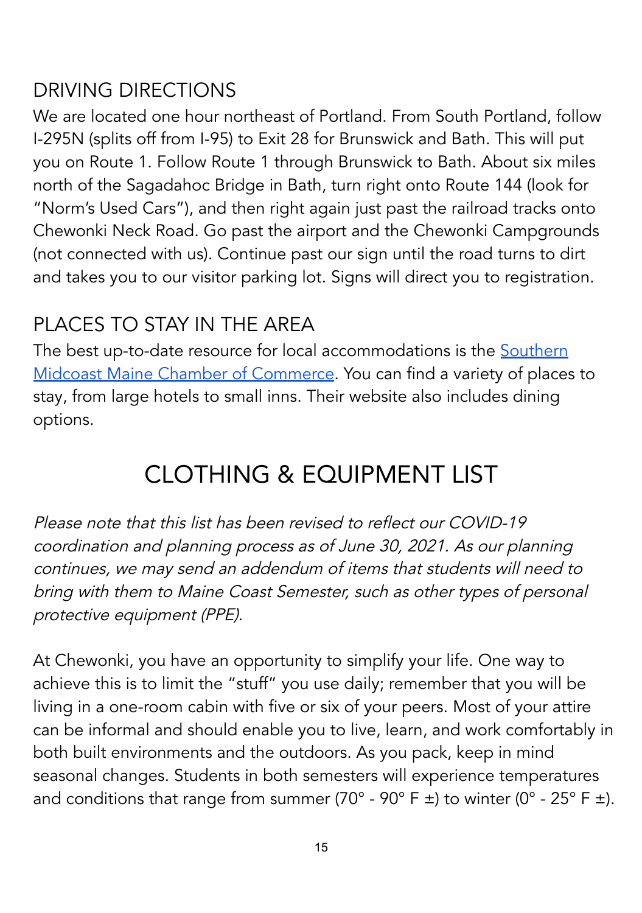## DRIVING DIRECTIONS

We are located one hour northeast of Portland. From South Portland, follow I-295N (splits off from I-95) to Exit 28 for Brunswick and Bath. This will put you on Route 1. Follow Route 1 through Brunswick to Bath. About six miles north of the Sagadahoc Bridge in Bath, turn right onto Route 144 (look for "Norm's Used Cars"), and then right again just past the railroad tracks onto Chewonki Neck Road. Go past the airport and the Chewonki Campgrounds (not connected with us). Continue past our sign until the road turns to dirt and takes you to our visitor parking lot. Signs will direct you to registration.

## PLACES TO STAY IN THE AREA

The best up-to-date resource for local accommodations is the Southern Midcoast Maine Chamber of Commerce. You can find a variety of places to stay, from large hotels to small inns. Their website also includes dining options.

# CLOTHING & EQUIPMENT LIST

*Please note that this list has been revised to reflect our COVID-19 coordination and planning process as of June 30, 2021. As our planning continues, we may send an addendum of items that students will need to bring with them to Maine Coast Semester, such as other types of personal protective equipment (PPE).*

At Chewonki, you have an opportunity to simplify your life. One way to achieve this is to limit the "stuff" you use daily; remember that you will be living in a one-room cabin with five or six of your peers. Most of your attire can be informal and should enable you to live, learn, and work comfortably in both built environments and the outdoors. As you pack, keep in mind seasonal changes. Students in both semesters will experience temperatures and conditions that range from summer (70° - 90° F ±) to winter (0° - 25° F ±).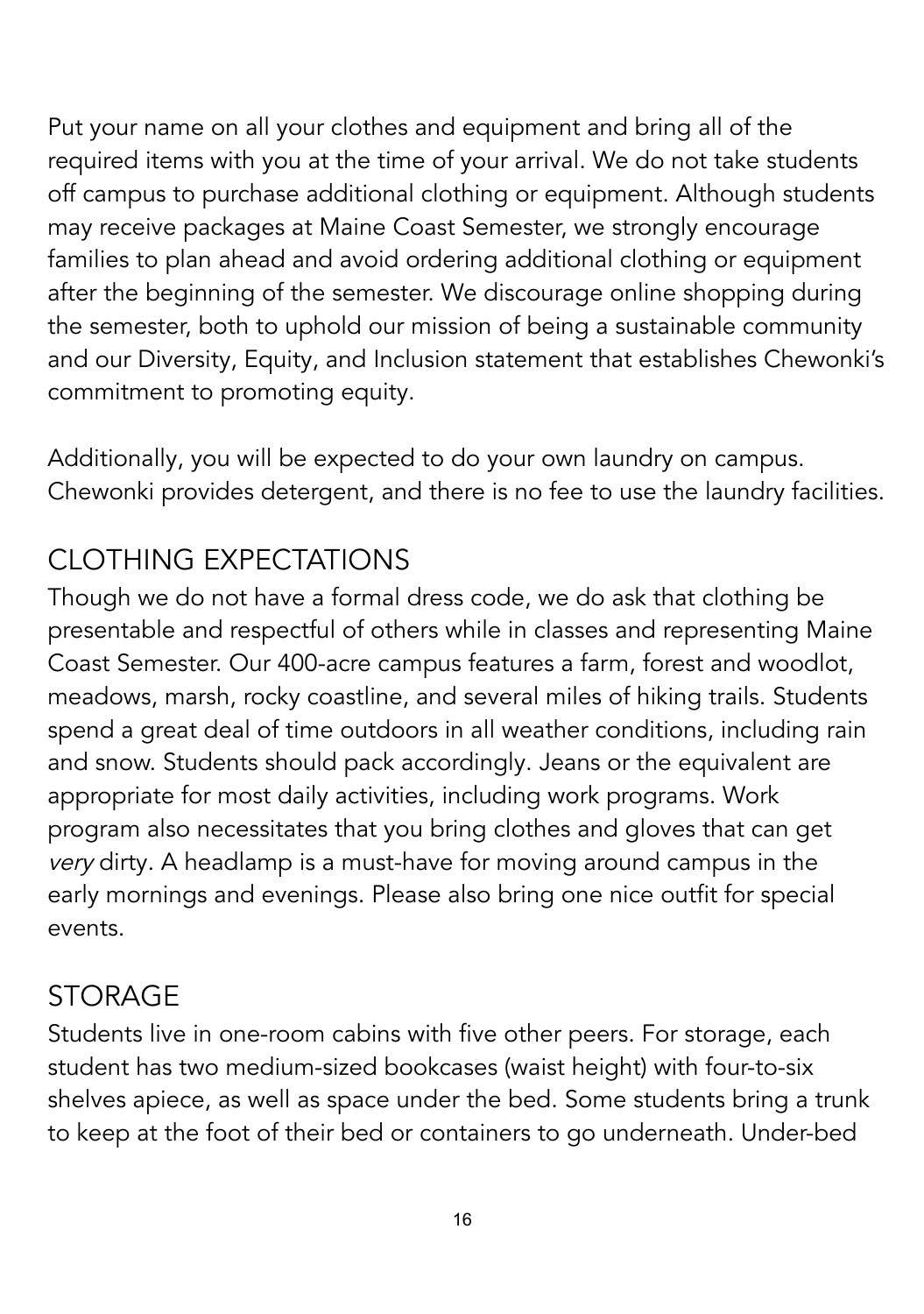Put your name on all your clothes and equipment and bring all of the required items with you at the time of your arrival. We do not take students off campus to purchase additional clothing or equipment. Although students may receive packages at Maine Coast Semester, we strongly encourage families to plan ahead and avoid ordering additional clothing or equipment after the beginning of the semester. We discourage online shopping during the semester, both to uphold our mission of being a sustainable community and our Diversity, Equity, and Inclusion statement that establishes Chewonki's commitment to promoting equity.

Additionally, you will be expected to do your own laundry on campus. Chewonki provides detergent, and there is no fee to use the laundry facilities.

## CLOTHING EXPECTATIONS

Though we do not have a formal dress code, we do ask that clothing be presentable and respectful of others while in classes and representing Maine Coast Semester. Our 400-acre campus features a farm, forest and woodlot, meadows, marsh, rocky coastline, and several miles of hiking trails. Students spend a great deal of time outdoors in all weather conditions, including rain and snow. Students should pack accordingly. Jeans or the equivalent are appropriate for most daily activities, including work programs. Work program also necessitates that you bring clothes and gloves that can get *very* dirty. A headlamp is a must-have for moving around campus in the early mornings and evenings. Please also bring one nice outfit for special events.

## STORAGE

Students live in one-room cabins with five other peers. For storage, each student has two medium-sized bookcases (waist height) with four-to-six shelves apiece, as well as space under the bed. Some students bring a trunk to keep at the foot of their bed or containers to go underneath. Under-bed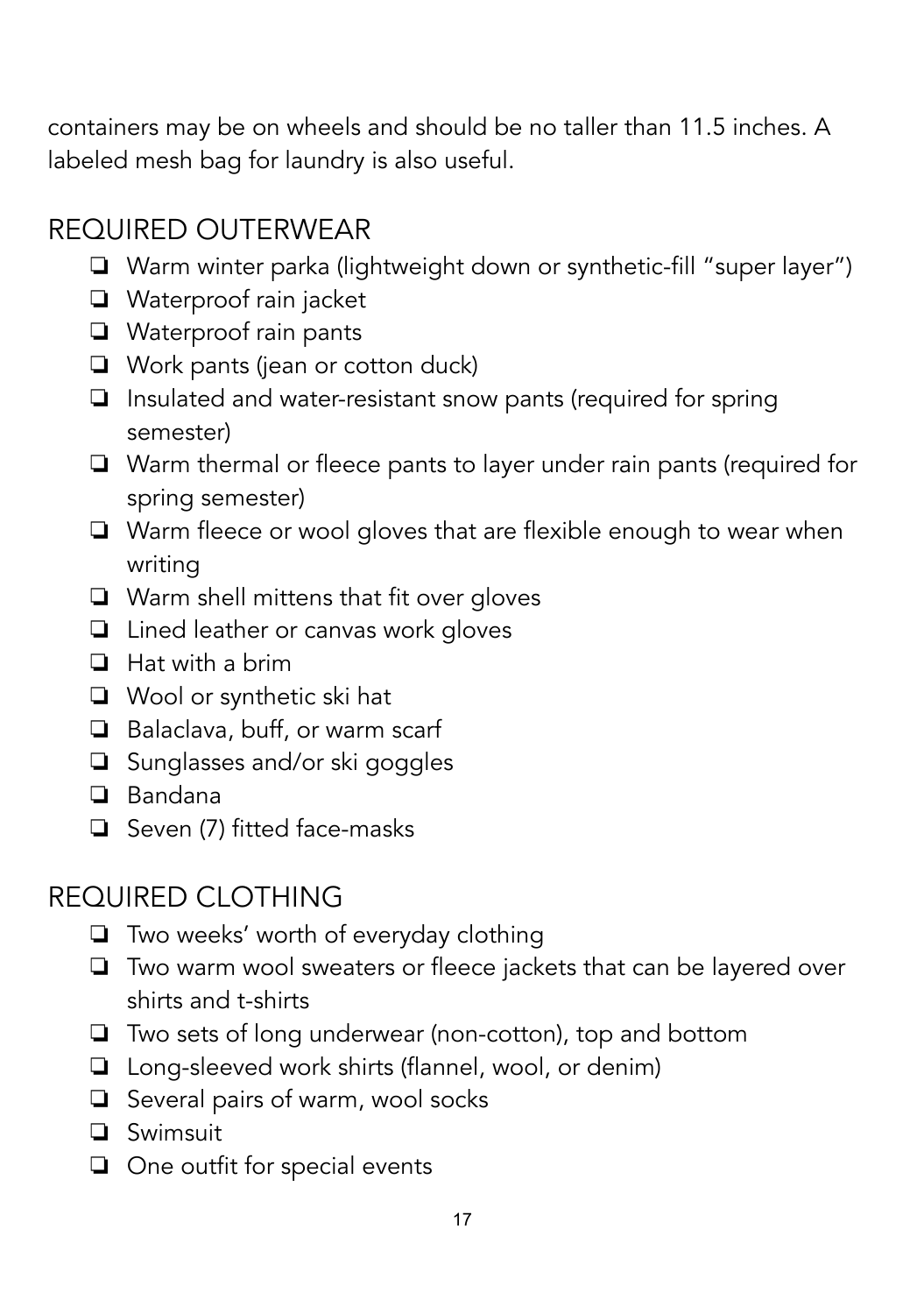containers may be on wheels and should be no taller than 11.5 inches. A labeled mesh bag for laundry is also useful.

## REQUIRED OUTERWEAR

- ❏ Warm winter parka (lightweight down or synthetic-fill "super layer")
- ❏ Waterproof rain jacket
- ❏ Waterproof rain pants
- ❏ Work pants (jean or cotton duck)
- ❏ Insulated and water-resistant snow pants (required for spring semester)
- ❏ Warm thermal or fleece pants to layer under rain pants (required for spring semester)
- ❏ Warm fleece or wool gloves that are flexible enough to wear when writing
- ❏ Warm shell mittens that fit over gloves
- ❏ Lined leather or canvas work gloves
- ❏ Hat with a brim
- ❏ Wool or synthetic ski hat
- ❏ Balaclava, buff, or warm scarf
- ❏ Sunglasses and/or ski goggles
- ❏ Bandana
- ❏ Seven (7) fitted face-masks

## REQUIRED CLOTHING

- ❏ Two weeks' worth of everyday clothing
- ❏ Two warm wool sweaters or fleece jackets that can be layered over shirts and t-shirts
- ❏ Two sets of long underwear (non-cotton), top and bottom
- ❏ Long-sleeved work shirts (flannel, wool, or denim)
- ❏ Several pairs of warm, wool socks
- ❏ Swimsuit
- ❏ One outfit for special events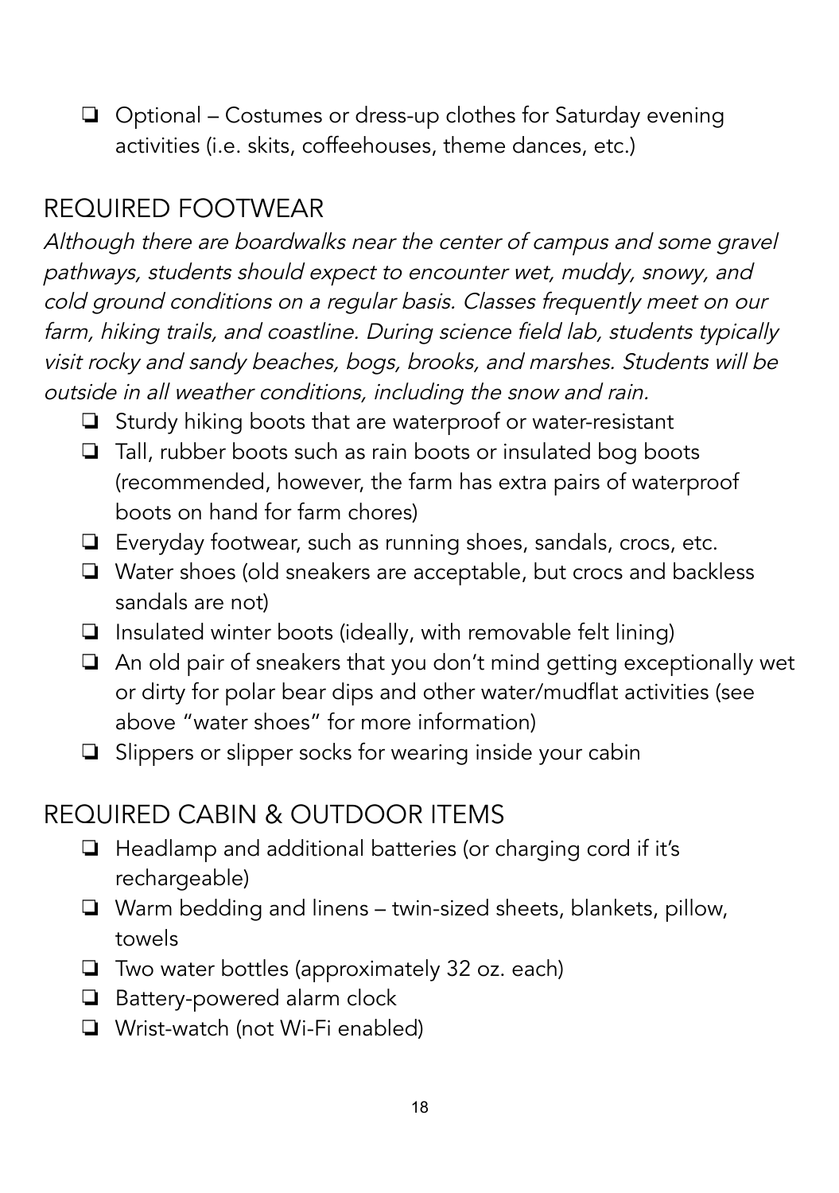- [ ] Optional – Costumes or dress-up clothes for Saturday evening activities (i.e. skits, coffeehouses, theme dances, etc.)

## REQUIRED FOOTWEAR

*Although there are boardwalks near the center of campus and some gravel pathways, students should expect to encounter wet, muddy, snowy, and cold ground conditions on a regular basis. Classes frequently meet on our farm, hiking trails, and coastline. During science field lab, students typically visit rocky and sandy beaches, bogs, brooks, and marshes. Students will be outside in all weather conditions, including the snow and rain.*

- [ ] Sturdy hiking boots that are waterproof or water-resistant
- [ ] Tall, rubber boots such as rain boots or insulated bog boots (recommended, however, the farm has extra pairs of waterproof boots on hand for farm chores)
- [ ] Everyday footwear, such as running shoes, sandals, crocs, etc.
- [ ] Water shoes (old sneakers are acceptable, but crocs and backless sandals are not)
- [ ] Insulated winter boots (ideally, with removable felt lining)
- [ ] An old pair of sneakers that you don't mind getting exceptionally wet or dirty for polar bear dips and other water/mudflat activities (see above "water shoes" for more information)
- [ ] Slippers or slipper socks for wearing inside your cabin

## REQUIRED CABIN & OUTDOOR ITEMS

- [ ] Headlamp and additional batteries (or charging cord if it's rechargeable)
- [ ] Warm bedding and linens – twin-sized sheets, blankets, pillow, towels
- [ ] Two water bottles (approximately 32 oz. each)
- [ ] Battery-powered alarm clock
- [ ] Wrist-watch (not Wi-Fi enabled)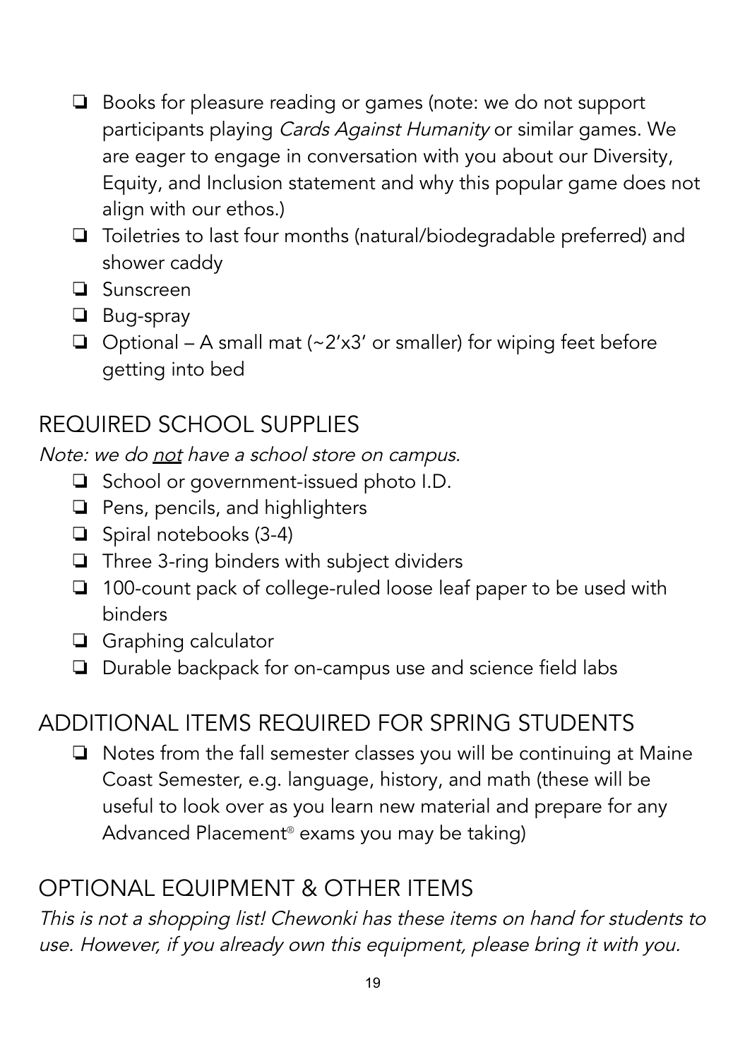- ❏ Books for pleasure reading or games (note: we do not support participants playing *Cards Against Humanity* or similar games. We are eager to engage in conversation with you about our Diversity, Equity, and Inclusion statement and why this popular game does not align with our ethos.)
- ❏ Toiletries to last four months (natural/biodegradable preferred) and shower caddy
- ❏ Sunscreen
- ❏ Bug-spray
- ❏ Optional – A small mat (~2'x3' or smaller) for wiping feet before getting into bed

## REQUIRED SCHOOL SUPPLIES

*Note: we do <u>not</u> have a school store on campus.*

- ❏ School or government-issued photo I.D.
- ❏ Pens, pencils, and highlighters
- ❏ Spiral notebooks (3-4)
- ❏ Three 3-ring binders with subject dividers
- ❏ 100-count pack of college-ruled loose leaf paper to be used with binders
- ❏ Graphing calculator
- ❏ Durable backpack for on-campus use and science field labs

## ADDITIONAL ITEMS REQUIRED FOR SPRING STUDENTS

- ❏ Notes from the fall semester classes you will be continuing at Maine Coast Semester, e.g. language, history, and math (these will be useful to look over as you learn new material and prepare for any Advanced Placement® exams you may be taking)

## OPTIONAL EQUIPMENT & OTHER ITEMS

*This is not a shopping list! Chewonki has these items on hand for students to use. However, if you already own this equipment, please bring it with you.*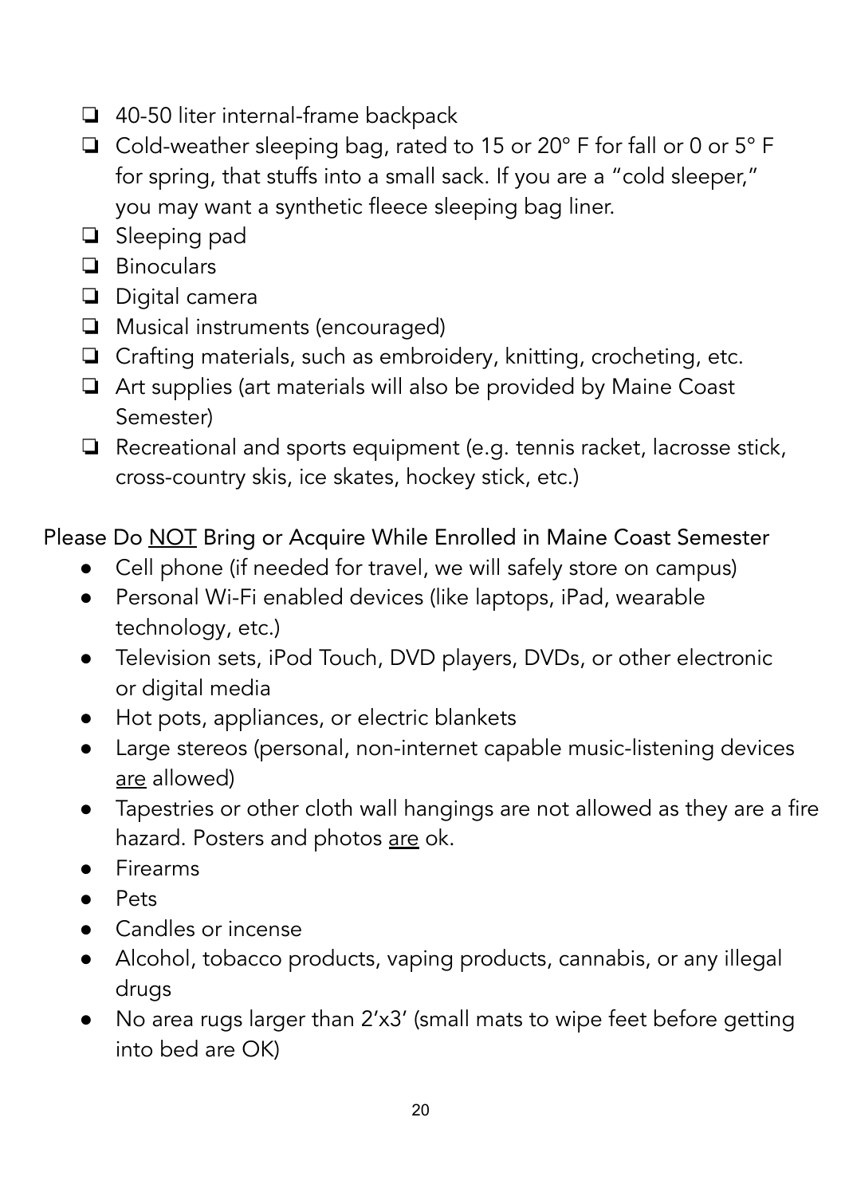- [ ] 40-50 liter internal-frame backpack
- [ ] Cold-weather sleeping bag, rated to 15 or 20° F for fall or 0 or 5° F for spring, that stuffs into a small sack. If you are a "cold sleeper," you may want a synthetic fleece sleeping bag liner.
- [ ] Sleeping pad
- [ ] Binoculars
- [ ] Digital camera
- [ ] Musical instruments (encouraged)
- [ ] Crafting materials, such as embroidery, knitting, crocheting, etc.
- [ ] Art supplies (art materials will also be provided by Maine Coast Semester)
- [ ] Recreational and sports equipment (e.g. tennis racket, lacrosse stick, cross-country skis, ice skates, hockey stick, etc.)

Please Do <u>NOT</u> Bring or Acquire While Enrolled in Maine Coast Semester

- Cell phone (if needed for travel, we will safely store on campus)
- Personal Wi-Fi enabled devices (like laptops, iPad, wearable technology, etc.)
- Television sets, iPod Touch, DVD players, DVDs, or other electronic or digital media
- Hot pots, appliances, or electric blankets
- Large stereos (personal, non-internet capable music-listening devices <u>are</u> allowed)
- Tapestries or other cloth wall hangings are not allowed as they are a fire hazard. Posters and photos <u>are</u> ok.
- Firearms
- Pets
- Candles or incense
- Alcohol, tobacco products, vaping products, cannabis, or any illegal drugs
- No area rugs larger than 2'x3' (small mats to wipe feet before getting into bed are OK)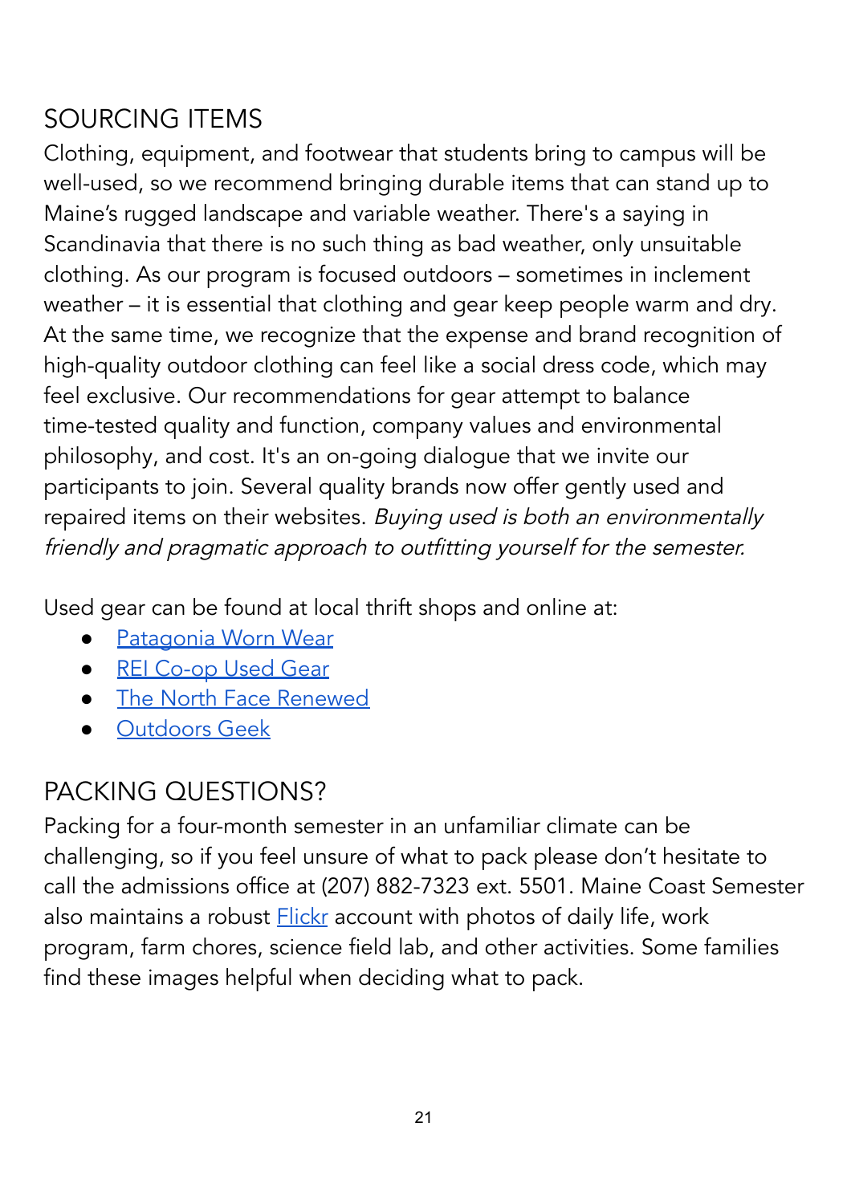## SOURCING ITEMS

Clothing, equipment, and footwear that students bring to campus will be well-used, so we recommend bringing durable items that can stand up to Maine's rugged landscape and variable weather. There's a saying in Scandinavia that there is no such thing as bad weather, only unsuitable clothing. As our program is focused outdoors – sometimes in inclement weather – it is essential that clothing and gear keep people warm and dry. At the same time, we recognize that the expense and brand recognition of high-quality outdoor clothing can feel like a social dress code, which may feel exclusive. Our recommendations for gear attempt to balance time-tested quality and function, company values and environmental philosophy, and cost. It's an on-going dialogue that we invite our participants to join. Several quality brands now offer gently used and repaired items on their websites. *Buying used is both an environmentally friendly and pragmatic approach to outfitting yourself for the semester.*

Used gear can be found at local thrift shops and online at:

- Patagonia Worn Wear
- REI Co-op Used Gear
- The North Face Renewed
- Outdoors Geek

## PACKING QUESTIONS?

Packing for a four-month semester in an unfamiliar climate can be challenging, so if you feel unsure of what to pack please don't hesitate to call the admissions office at (207) 882-7323 ext. 5501. Maine Coast Semester also maintains a robust Flickr account with photos of daily life, work program, farm chores, science field lab, and other activities. Some families find these images helpful when deciding what to pack.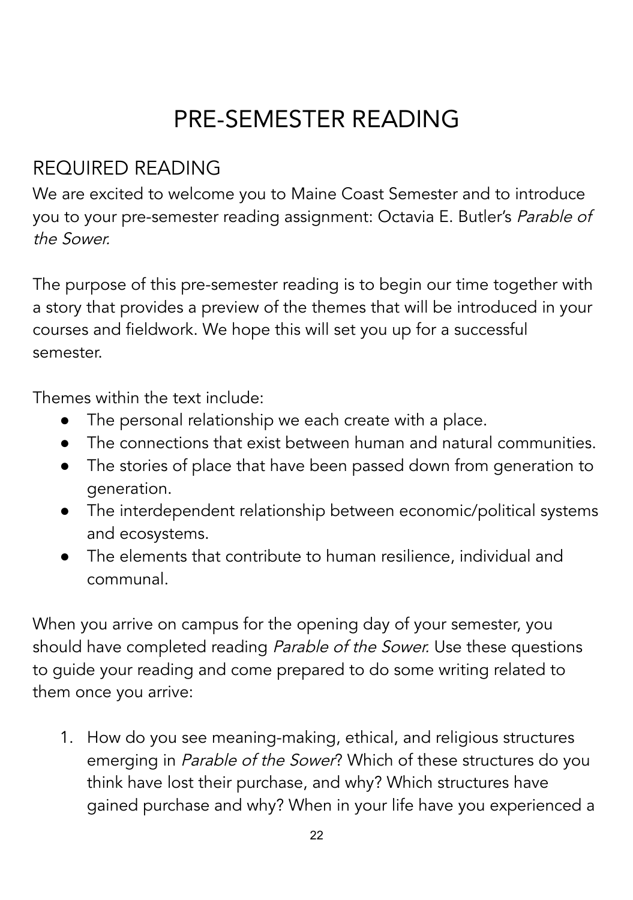# PRE-SEMESTER READING

## REQUIRED READING

We are excited to welcome you to Maine Coast Semester and to introduce you to your pre-semester reading assignment: Octavia E. Butler's *Parable of the Sower.*

The purpose of this pre-semester reading is to begin our time together with a story that provides a preview of the themes that will be introduced in your courses and fieldwork. We hope this will set you up for a successful semester.

Themes within the text include:

- The personal relationship we each create with a place.
- The connections that exist between human and natural communities.
- The stories of place that have been passed down from generation to generation.
- The interdependent relationship between economic/political systems and ecosystems.
- The elements that contribute to human resilience, individual and communal.

When you arrive on campus for the opening day of your semester, you should have completed reading *Parable of the Sower.* Use these questions to guide your reading and come prepared to do some writing related to them once you arrive:

1. How do you see meaning-making, ethical, and religious structures emerging in *Parable of the Sower*? Which of these structures do you think have lost their purchase, and why? Which structures have gained purchase and why? When in your life have you experienced a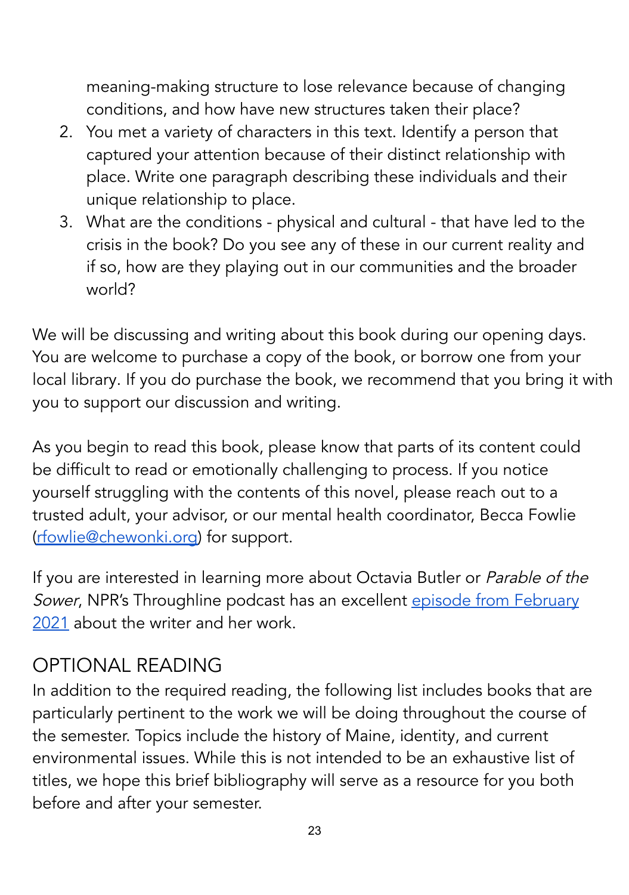meaning-making structure to lose relevance because of changing conditions, and how have new structures taken their place?

2. You met a variety of characters in this text. Identify a person that captured your attention because of their distinct relationship with place. Write one paragraph describing these individuals and their unique relationship to place.
3. What are the conditions - physical and cultural - that have led to the crisis in the book? Do you see any of these in our current reality and if so, how are they playing out in our communities and the broader world?

We will be discussing and writing about this book during our opening days. You are welcome to purchase a copy of the book, or borrow one from your local library. If you do purchase the book, we recommend that you bring it with you to support our discussion and writing.

As you begin to read this book, please know that parts of its content could be difficult to read or emotionally challenging to process. If you notice yourself struggling with the contents of this novel, please reach out to a trusted adult, your advisor, or our mental health coordinator, Becca Fowlie (rfowlie@chewonki.org) for support.

If you are interested in learning more about Octavia Butler or *Parable of the Sower*, NPR's Throughline podcast has an excellent episode from February 2021 about the writer and her work.

## OPTIONAL READING

In addition to the required reading, the following list includes books that are particularly pertinent to the work we will be doing throughout the course of the semester. Topics include the history of Maine, identity, and current environmental issues. While this is not intended to be an exhaustive list of titles, we hope this brief bibliography will serve as a resource for you both before and after your semester.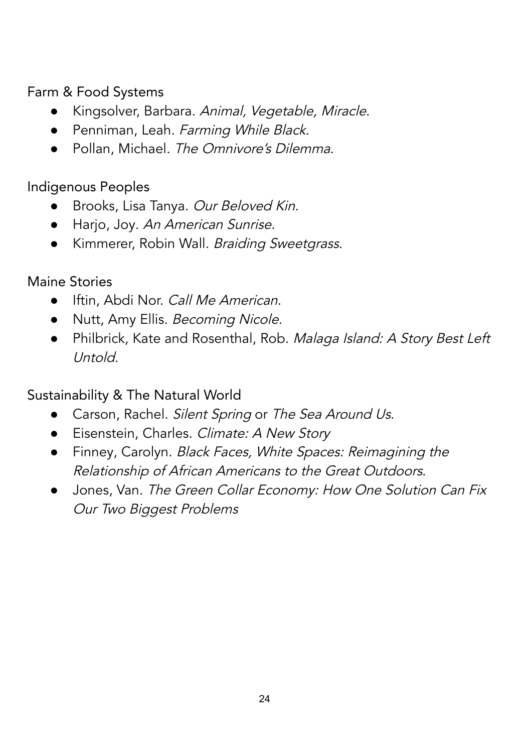### Farm & Food Systems

- Kingsolver, Barbara. *Animal, Vegetable, Miracle*.
- Penniman, Leah. *Farming While Black.*
- Pollan, Michael. *The Omnivore's Dilemma*.

### Indigenous Peoples

- Brooks, Lisa Tanya. *Our Beloved Kin*.
- Harjo, Joy. *An American Sunrise*.
- Kimmerer, Robin Wall. *Braiding Sweetgrass*.

### Maine Stories

- Iftin, Abdi Nor. *Call Me American*.
- Nutt, Amy Ellis. *Becoming Nicole.*
- Philbrick, Kate and Rosenthal, Rob. *Malaga Island: A Story Best Left Untold.*

### Sustainability & The Natural World

- Carson, Rachel. *Silent Spring* or *The Sea Around Us*.
- Eisenstein, Charles. *Climate: A New Story*
- Finney, Carolyn. *Black Faces, White Spaces: Reimagining the Relationship of African Americans to the Great Outdoors*.
- Jones, Van. *The Green Collar Economy: How One Solution Can Fix Our Two Biggest Problems*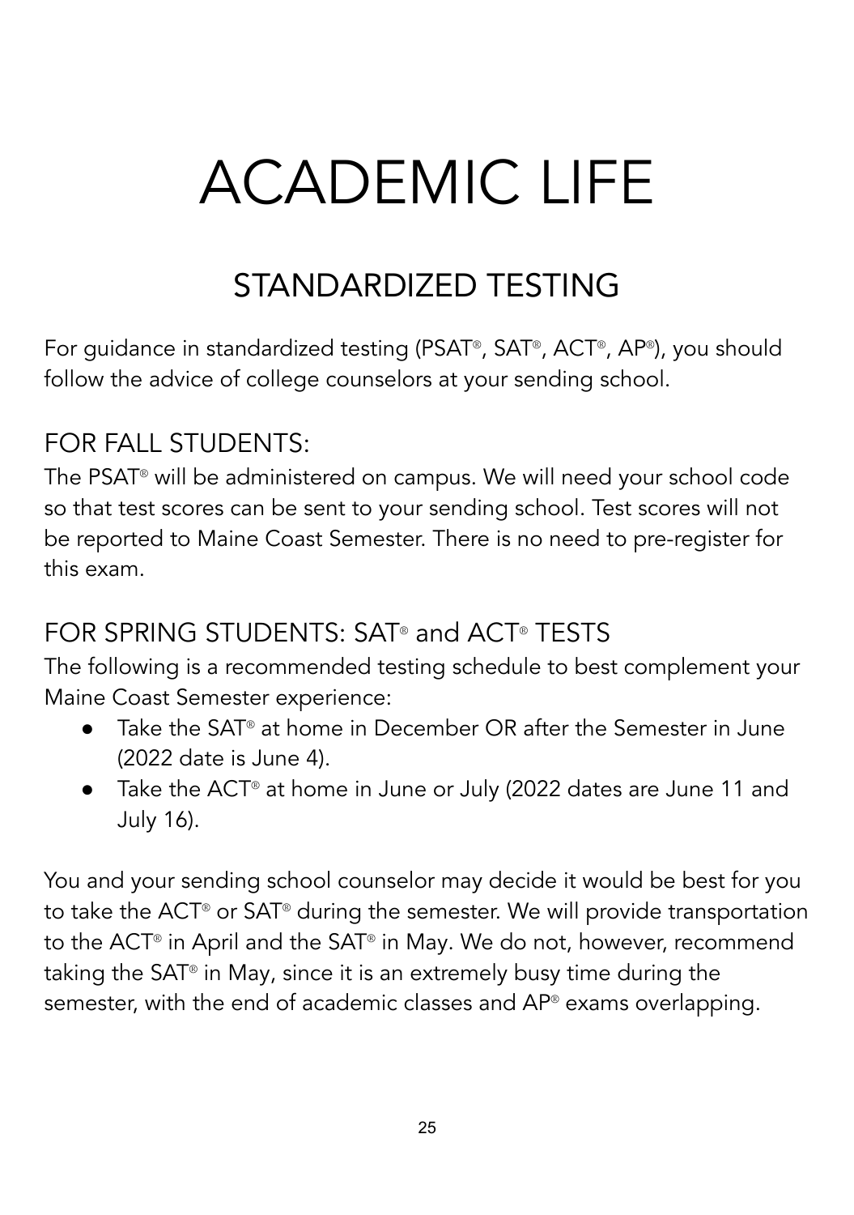# ACADEMIC LIFE

## STANDARDIZED TESTING

For guidance in standardized testing (PSAT®, SAT®, ACT®, AP®), you should follow the advice of college counselors at your sending school.

### FOR FALL STUDENTS:

The PSAT® will be administered on campus. We will need your school code so that test scores can be sent to your sending school. Test scores will not be reported to Maine Coast Semester. There is no need to pre-register for this exam.

### FOR SPRING STUDENTS: SAT® and ACT® TESTS

The following is a recommended testing schedule to best complement your Maine Coast Semester experience:

- Take the SAT® at home in December OR after the Semester in June (2022 date is June 4).
- Take the ACT® at home in June or July (2022 dates are June 11 and July 16).

You and your sending school counselor may decide it would be best for you to take the ACT® or SAT® during the semester. We will provide transportation to the ACT® in April and the SAT® in May. We do not, however, recommend taking the SAT® in May, since it is an extremely busy time during the semester, with the end of academic classes and AP® exams overlapping.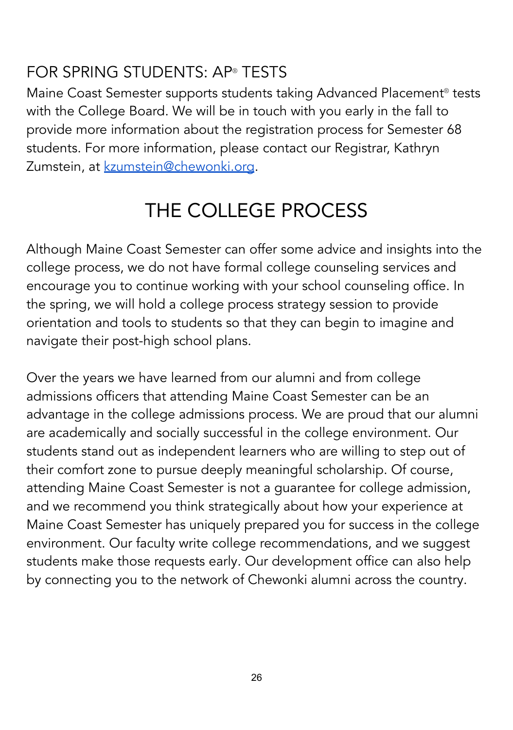## FOR SPRING STUDENTS: AP® TESTS

Maine Coast Semester supports students taking Advanced Placement® tests with the College Board. We will be in touch with you early in the fall to provide more information about the registration process for Semester 68 students. For more information, please contact our Registrar, Kathryn Zumstein, at [kzumstein@chewonki.org](mailto:kzumstein@chewonki.org).

# THE COLLEGE PROCESS

Although Maine Coast Semester can offer some advice and insights into the college process, we do not have formal college counseling services and encourage you to continue working with your school counseling office. In the spring, we will hold a college process strategy session to provide orientation and tools to students so that they can begin to imagine and navigate their post-high school plans.

Over the years we have learned from our alumni and from college admissions officers that attending Maine Coast Semester can be an advantage in the college admissions process. We are proud that our alumni are academically and socially successful in the college environment. Our students stand out as independent learners who are willing to step out of their comfort zone to pursue deeply meaningful scholarship. Of course, attending Maine Coast Semester is not a guarantee for college admission, and we recommend you think strategically about how your experience at Maine Coast Semester has uniquely prepared you for success in the college environment. Our faculty write college recommendations, and we suggest students make those requests early. Our development office can also help by connecting you to the network of Chewonki alumni across the country.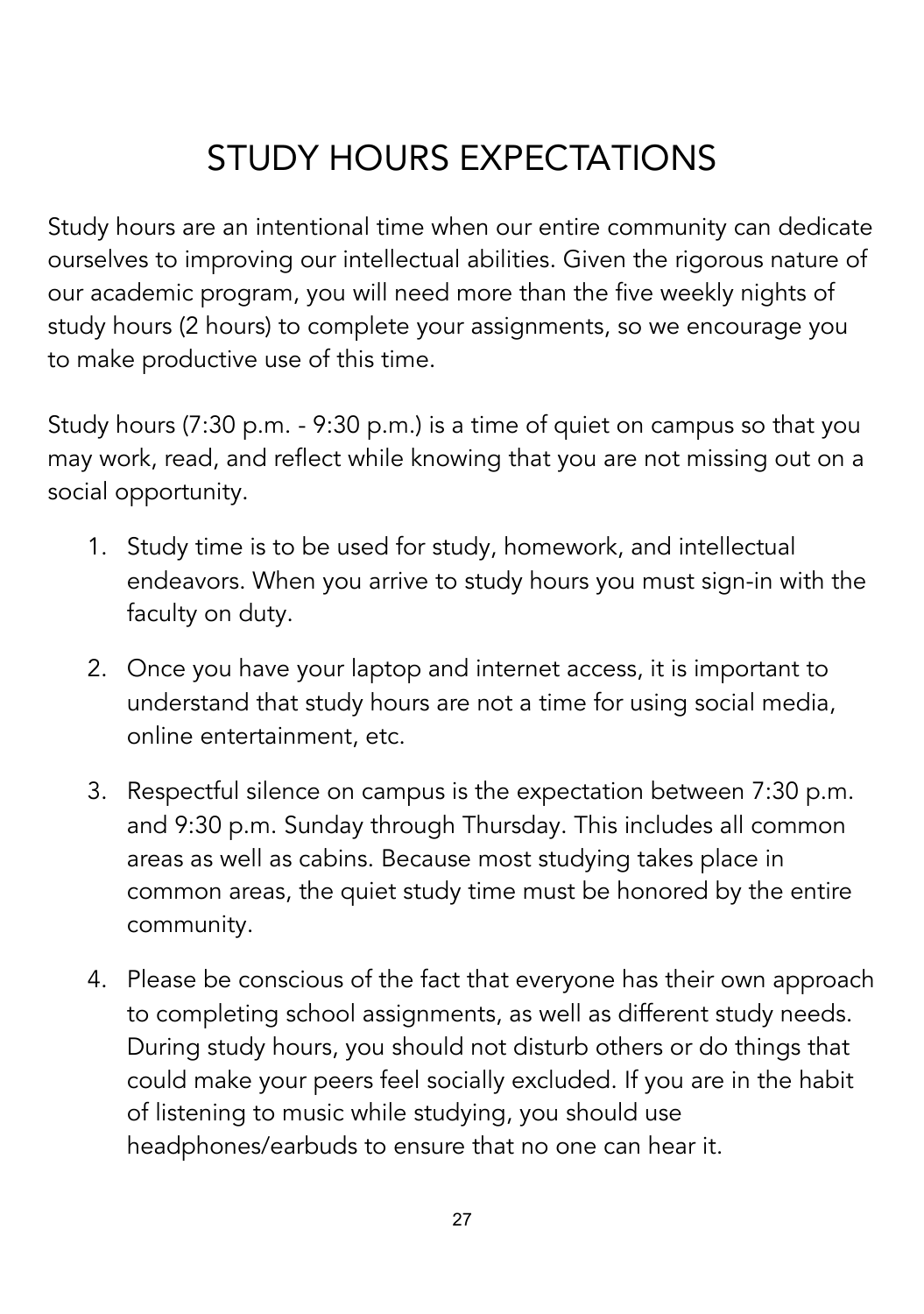# STUDY HOURS EXPECTATIONS

Study hours are an intentional time when our entire community can dedicate ourselves to improving our intellectual abilities. Given the rigorous nature of our academic program, you will need more than the five weekly nights of study hours (2 hours) to complete your assignments, so we encourage you to make productive use of this time.

Study hours (7:30 p.m. - 9:30 p.m.) is a time of quiet on campus so that you may work, read, and reflect while knowing that you are not missing out on a social opportunity.

1. Study time is to be used for study, homework, and intellectual endeavors. When you arrive to study hours you must sign-in with the faculty on duty.
2. Once you have your laptop and internet access, it is important to understand that study hours are not a time for using social media, online entertainment, etc.
3. Respectful silence on campus is the expectation between 7:30 p.m. and 9:30 p.m. Sunday through Thursday. This includes all common areas as well as cabins. Because most studying takes place in common areas, the quiet study time must be honored by the entire community.
4. Please be conscious of the fact that everyone has their own approach to completing school assignments, as well as different study needs. During study hours, you should not disturb others or do things that could make your peers feel socially excluded. If you are in the habit of listening to music while studying, you should use headphones/earbuds to ensure that no one can hear it.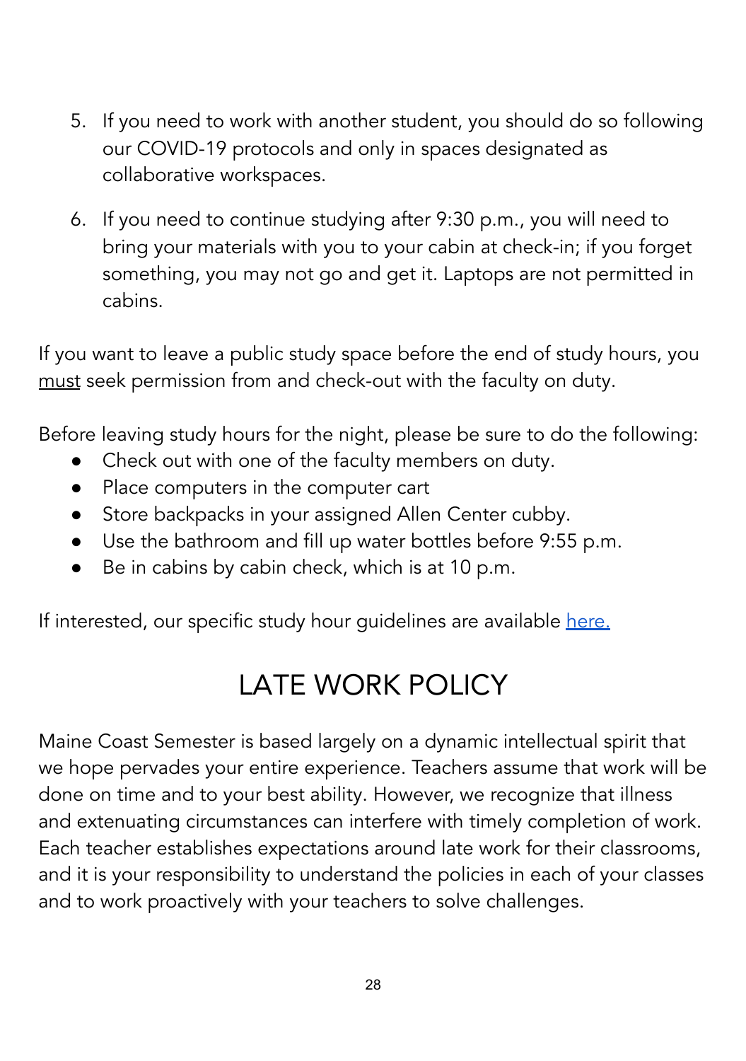5. If you need to work with another student, you should do so following our COVID-19 protocols and only in spaces designated as collaborative workspaces.
6. If you need to continue studying after 9:30 p.m., you will need to bring your materials with you to your cabin at check-in; if you forget something, you may not go and get it. Laptops are not permitted in cabins.

If you want to leave a public study space before the end of study hours, you <u>must</u> seek permission from and check-out with the faculty on duty.

Before leaving study hours for the night, please be sure to do the following:

- Check out with one of the faculty members on duty.
- Place computers in the computer cart
- Store backpacks in your assigned Allen Center cubby.
- Use the bathroom and fill up water bottles before 9:55 p.m.
- Be in cabins by cabin check, which is at 10 p.m.

If interested, our specific study hour guidelines are available [here.]()

# LATE WORK POLICY

Maine Coast Semester is based largely on a dynamic intellectual spirit that we hope pervades your entire experience. Teachers assume that work will be done on time and to your best ability. However, we recognize that illness and extenuating circumstances can interfere with timely completion of work. Each teacher establishes expectations around late work for their classrooms, and it is your responsibility to understand the policies in each of your classes and to work proactively with your teachers to solve challenges.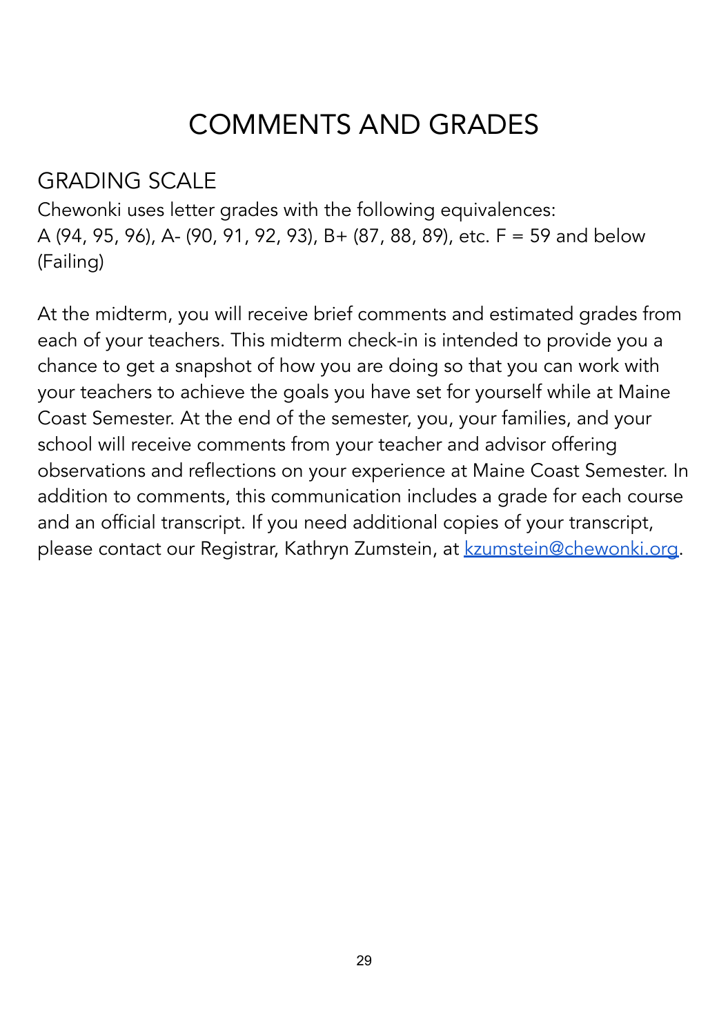# COMMENTS AND GRADES

## GRADING SCALE

Chewonki uses letter grades with the following equivalences:
A (94, 95, 96), A- (90, 91, 92, 93), B+ (87, 88, 89), etc. F = 59 and below (Failing)

At the midterm, you will receive brief comments and estimated grades from each of your teachers. This midterm check-in is intended to provide you a chance to get a snapshot of how you are doing so that you can work with your teachers to achieve the goals you have set for yourself while at Maine Coast Semester. At the end of the semester, you, your families, and your school will receive comments from your teacher and advisor offering observations and reflections on your experience at Maine Coast Semester. In addition to comments, this communication includes a grade for each course and an official transcript. If you need additional copies of your transcript, please contact our Registrar, Kathryn Zumstein, at [kzumstein@chewonki.org](mailto:kzumstein@chewonki.org).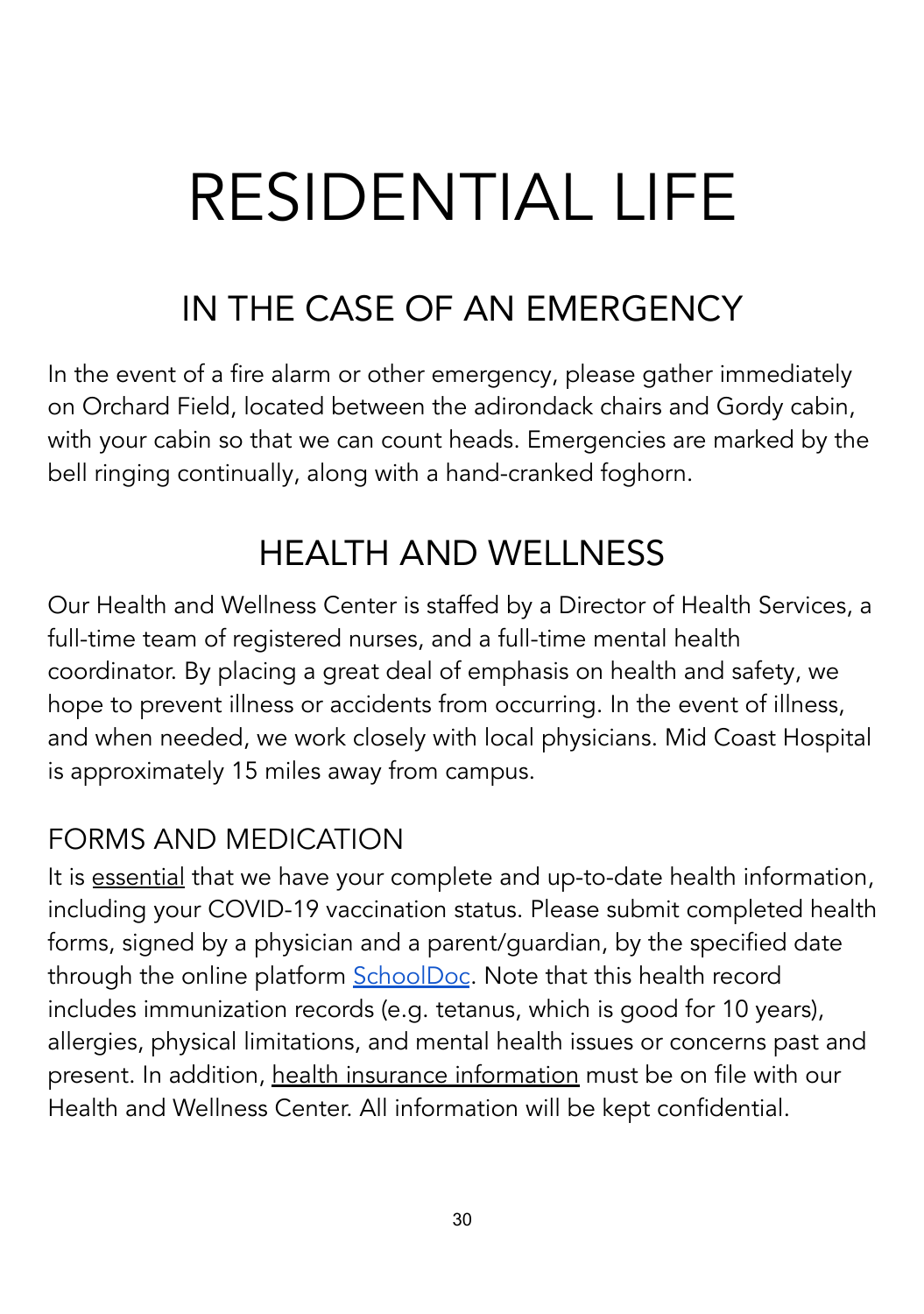# RESIDENTIAL LIFE

## IN THE CASE OF AN EMERGENCY

In the event of a fire alarm or other emergency, please gather immediately on Orchard Field, located between the adirondack chairs and Gordy cabin, with your cabin so that we can count heads. Emergencies are marked by the bell ringing continually, along with a hand-cranked foghorn.

## HEALTH AND WELLNESS

Our Health and Wellness Center is staffed by a Director of Health Services, a full-time team of registered nurses, and a full-time mental health coordinator. By placing a great deal of emphasis on health and safety, we hope to prevent illness or accidents from occurring. In the event of illness, and when needed, we work closely with local physicians. Mid Coast Hospital is approximately 15 miles away from campus.

### FORMS AND MEDICATION

It is essential that we have your complete and up-to-date health information, including your COVID-19 vaccination status. Please submit completed health forms, signed by a physician and a parent/guardian, by the specified date through the online platform SchoolDoc. Note that this health record includes immunization records (e.g. tetanus, which is good for 10 years), allergies, physical limitations, and mental health issues or concerns past and present. In addition, health insurance information must be on file with our Health and Wellness Center. All information will be kept confidential.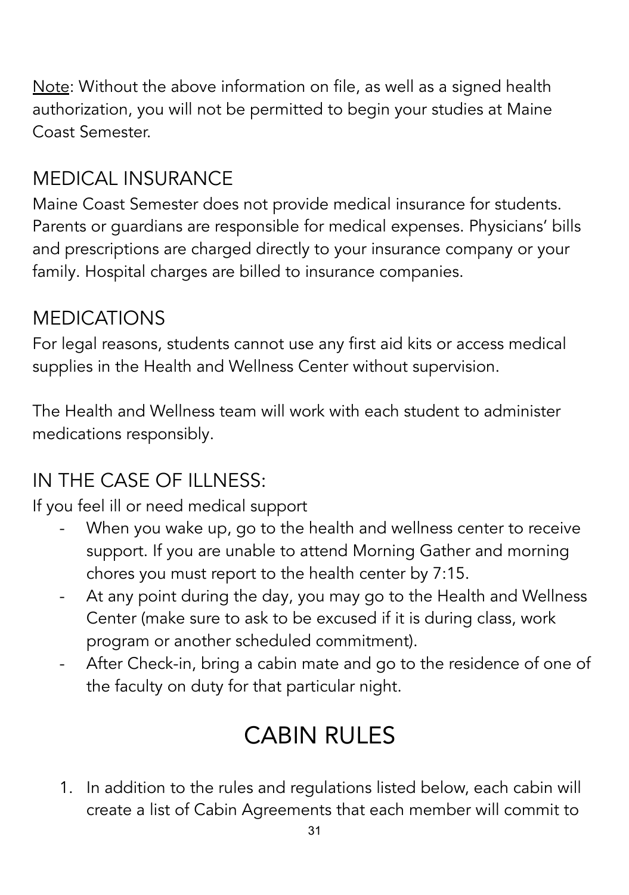<u>Note</u>: Without the above information on file, as well as a signed health authorization, you will not be permitted to begin your studies at Maine Coast Semester.

## MEDICAL INSURANCE

Maine Coast Semester does not provide medical insurance for students. Parents or guardians are responsible for medical expenses. Physicians' bills and prescriptions are charged directly to your insurance company or your family. Hospital charges are billed to insurance companies.

## MEDICATIONS

For legal reasons, students cannot use any first aid kits or access medical supplies in the Health and Wellness Center without supervision.

The Health and Wellness team will work with each student to administer medications responsibly.

## IN THE CASE OF ILLNESS:

If you feel ill or need medical support

- When you wake up, go to the health and wellness center to receive support. If you are unable to attend Morning Gather and morning chores you must report to the health center by 7:15.
- At any point during the day, you may go to the Health and Wellness Center (make sure to ask to be excused if it is during class, work program or another scheduled commitment).
- After Check-in, bring a cabin mate and go to the residence of one of the faculty on duty for that particular night.

# CABIN RULES

1. In addition to the rules and regulations listed below, each cabin will create a list of Cabin Agreements that each member will commit to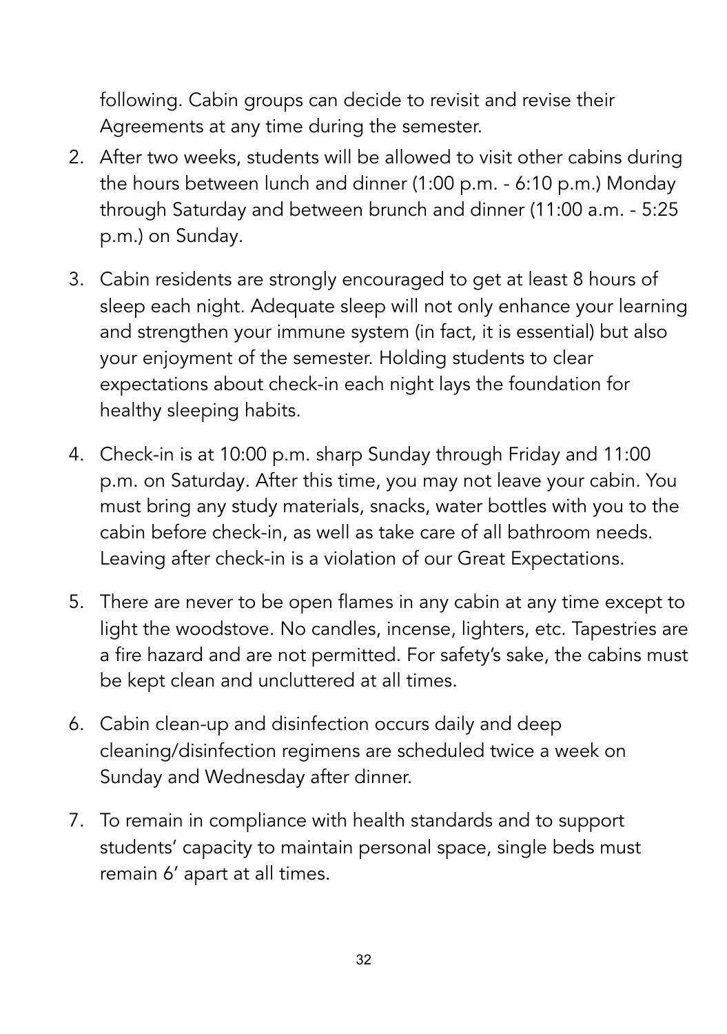following. Cabin groups can decide to revisit and revise their Agreements at any time during the semester.

2. After two weeks, students will be allowed to visit other cabins during the hours between lunch and dinner (1:00 p.m. - 6:10 p.m.) Monday through Saturday and between brunch and dinner (11:00 a.m. - 5:25 p.m.) on Sunday.

3. Cabin residents are strongly encouraged to get at least 8 hours of sleep each night. Adequate sleep will not only enhance your learning and strengthen your immune system (in fact, it is essential) but also your enjoyment of the semester. Holding students to clear expectations about check-in each night lays the foundation for healthy sleeping habits.

4. Check-in is at 10:00 p.m. sharp Sunday through Friday and 11:00 p.m. on Saturday. After this time, you may not leave your cabin. You must bring any study materials, snacks, water bottles with you to the cabin before check-in, as well as take care of all bathroom needs. Leaving after check-in is a violation of our Great Expectations.

5. There are never to be open flames in any cabin at any time except to light the woodstove. No candles, incense, lighters, etc. Tapestries are a fire hazard and are not permitted. For safety's sake, the cabins must be kept clean and uncluttered at all times.

6. Cabin clean-up and disinfection occurs daily and deep cleaning/disinfection regimens are scheduled twice a week on Sunday and Wednesday after dinner.

7. To remain in compliance with health standards and to support students' capacity to maintain personal space, single beds must remain 6' apart at all times.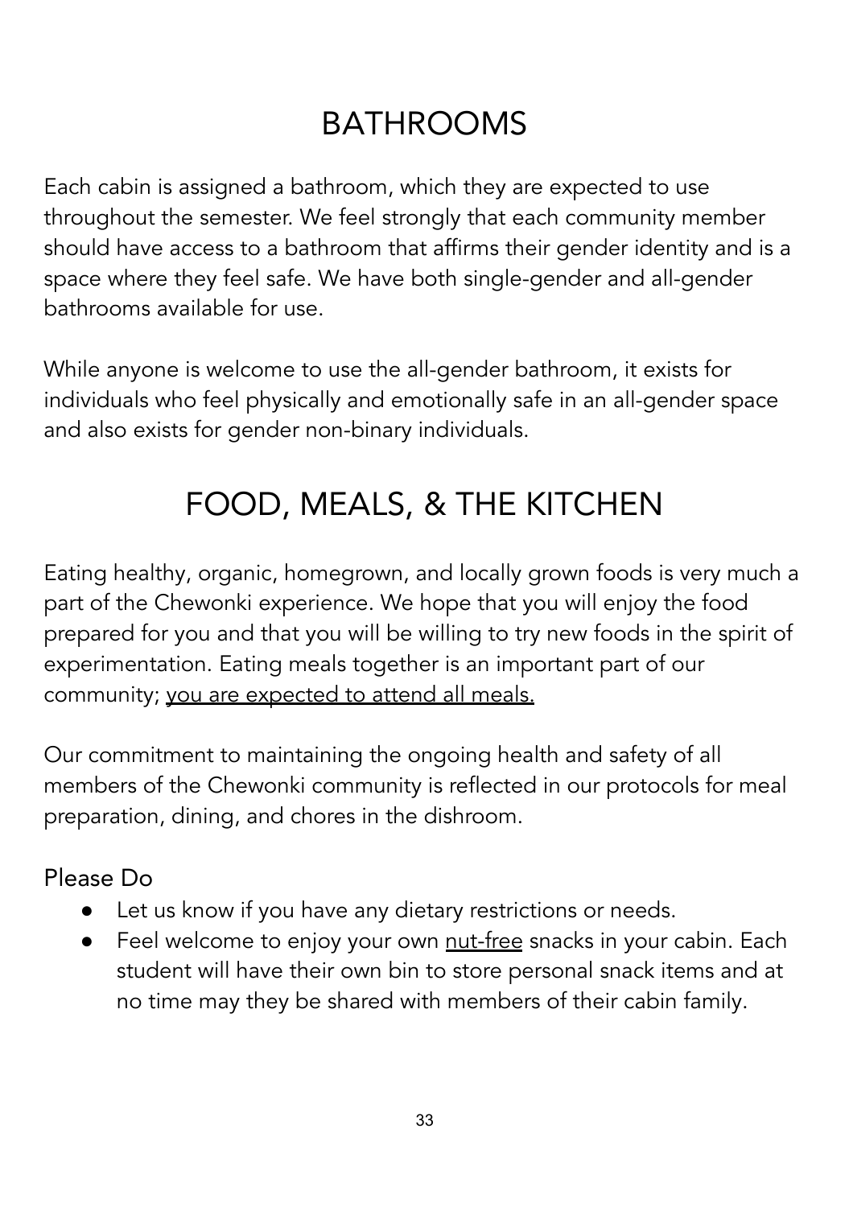# BATHROOMS

Each cabin is assigned a bathroom, which they are expected to use throughout the semester. We feel strongly that each community member should have access to a bathroom that affirms their gender identity and is a space where they feel safe. We have both single-gender and all-gender bathrooms available for use.

While anyone is welcome to use the all-gender bathroom, it exists for individuals who feel physically and emotionally safe in an all-gender space and also exists for gender non-binary individuals.

# FOOD, MEALS, & THE KITCHEN

Eating healthy, organic, homegrown, and locally grown foods is very much a part of the Chewonki experience. We hope that you will enjoy the food prepared for you and that you will be willing to try new foods in the spirit of experimentation. Eating meals together is an important part of our community; <u>you are expected to attend all meals.</u>

Our commitment to maintaining the ongoing health and safety of all members of the Chewonki community is reflected in our protocols for meal preparation, dining, and chores in the dishroom.

## Please Do

- Let us know if you have any dietary restrictions or needs.
- Feel welcome to enjoy your own <u>nut-free</u> snacks in your cabin. Each student will have their own bin to store personal snack items and at no time may they be shared with members of their cabin family.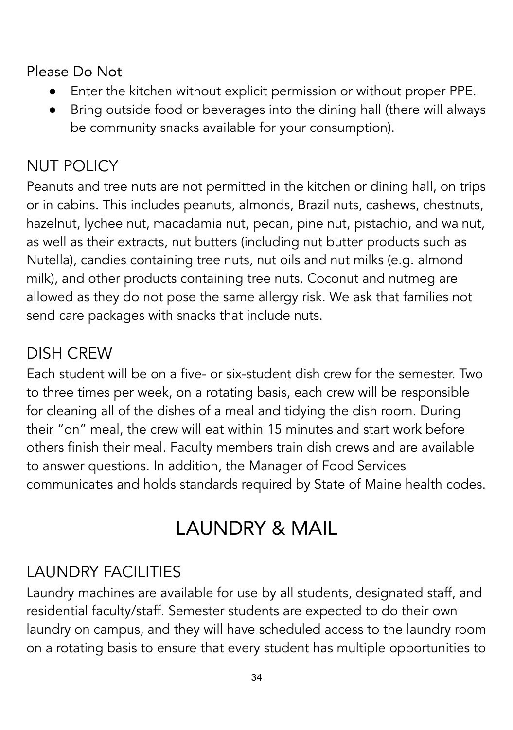Please Do Not

- Enter the kitchen without explicit permission or without proper PPE.
- Bring outside food or beverages into the dining hall (there will always be community snacks available for your consumption).

### NUT POLICY

Peanuts and tree nuts are not permitted in the kitchen or dining hall, on trips or in cabins. This includes peanuts, almonds, Brazil nuts, cashews, chestnuts, hazelnut, lychee nut, macadamia nut, pecan, pine nut, pistachio, and walnut, as well as their extracts, nut butters (including nut butter products such as Nutella), candies containing tree nuts, nut oils and nut milks (e.g. almond milk), and other products containing tree nuts. Coconut and nutmeg are allowed as they do not pose the same allergy risk. We ask that families not send care packages with snacks that include nuts.

### DISH CREW

Each student will be on a five- or six-student dish crew for the semester. Two to three times per week, on a rotating basis, each crew will be responsible for cleaning all of the dishes of a meal and tidying the dish room. During their "on" meal, the crew will eat within 15 minutes and start work before others finish their meal. Faculty members train dish crews and are available to answer questions. In addition, the Manager of Food Services communicates and holds standards required by State of Maine health codes.

## LAUNDRY & MAIL

### LAUNDRY FACILITIES

Laundry machines are available for use by all students, designated staff, and residential faculty/staff. Semester students are expected to do their own laundry on campus, and they will have scheduled access to the laundry room on a rotating basis to ensure that every student has multiple opportunities to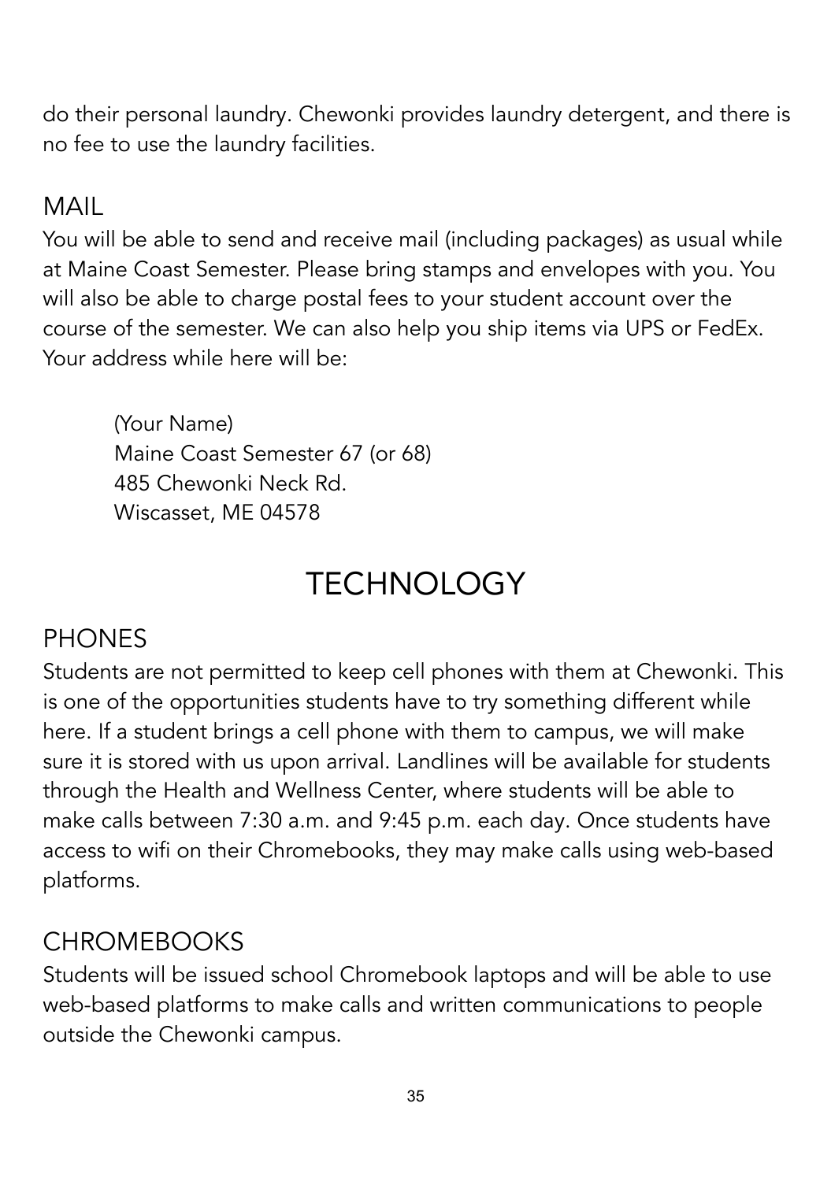do their personal laundry. Chewonki provides laundry detergent, and there is no fee to use the laundry facilities.

## MAIL

You will be able to send and receive mail (including packages) as usual while at Maine Coast Semester. Please bring stamps and envelopes with you. You will also be able to charge postal fees to your student account over the course of the semester. We can also help you ship items via UPS or FedEx. Your address while here will be:

> (Your Name)
> Maine Coast Semester 67 (or 68)
> 485 Chewonki Neck Rd.
> Wiscasset, ME 04578

# TECHNOLOGY

## PHONES

Students are not permitted to keep cell phones with them at Chewonki. This is one of the opportunities students have to try something different while here. If a student brings a cell phone with them to campus, we will make sure it is stored with us upon arrival. Landlines will be available for students through the Health and Wellness Center, where students will be able to make calls between 7:30 a.m. and 9:45 p.m. each day. Once students have access to wifi on their Chromebooks, they may make calls using web-based platforms.

## CHROMEBOOKS

Students will be issued school Chromebook laptops and will be able to use web-based platforms to make calls and written communications to people outside the Chewonki campus.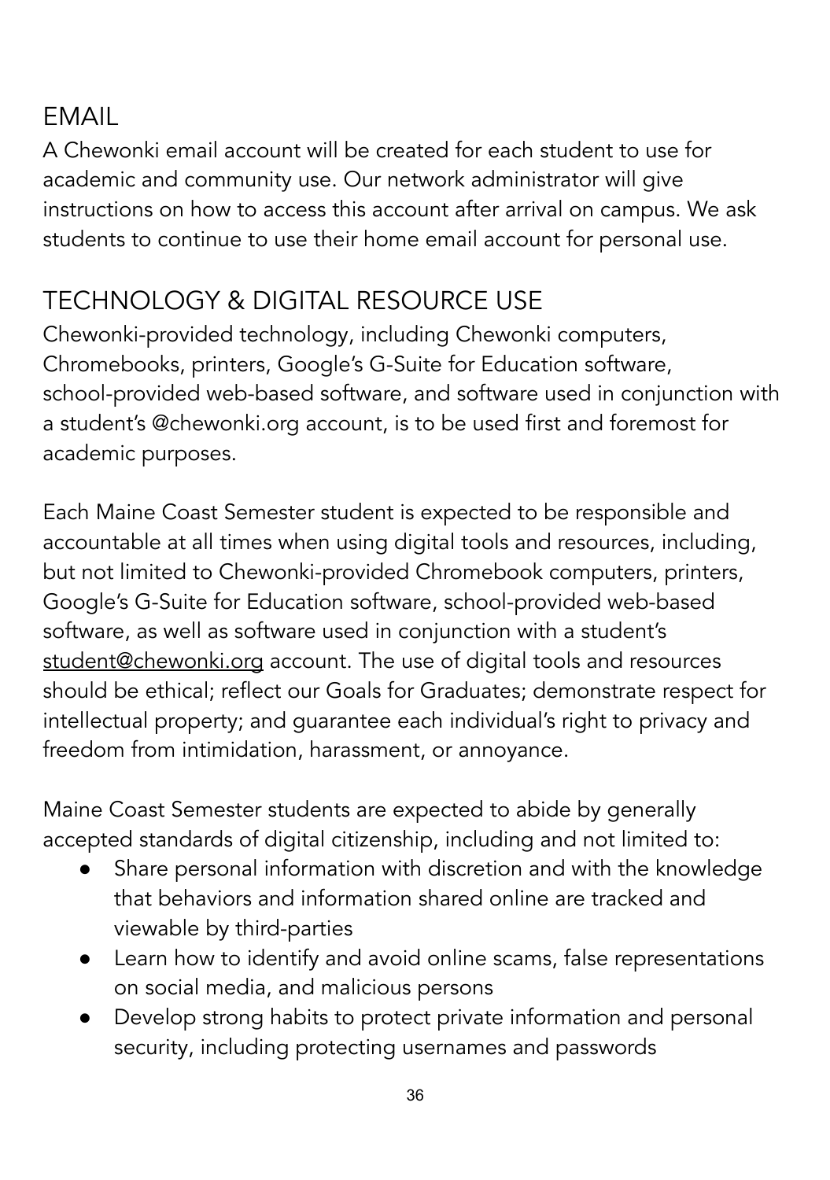## EMAIL

A Chewonki email account will be created for each student to use for academic and community use. Our network administrator will give instructions on how to access this account after arrival on campus. We ask students to continue to use their home email account for personal use.

## TECHNOLOGY & DIGITAL RESOURCE USE

Chewonki-provided technology, including Chewonki computers, Chromebooks, printers, Google's G-Suite for Education software, school-provided web-based software, and software used in conjunction with a student's @chewonki.org account, is to be used first and foremost for academic purposes.

Each Maine Coast Semester student is expected to be responsible and accountable at all times when using digital tools and resources, including, but not limited to Chewonki-provided Chromebook computers, printers, Google's G-Suite for Education software, school-provided web-based software, as well as software used in conjunction with a student's student@chewonki.org account. The use of digital tools and resources should be ethical; reflect our Goals for Graduates; demonstrate respect for intellectual property; and guarantee each individual's right to privacy and freedom from intimidation, harassment, or annoyance.

Maine Coast Semester students are expected to abide by generally accepted standards of digital citizenship, including and not limited to:

- Share personal information with discretion and with the knowledge that behaviors and information shared online are tracked and viewable by third-parties
- Learn how to identify and avoid online scams, false representations on social media, and malicious persons
- Develop strong habits to protect private information and personal security, including protecting usernames and passwords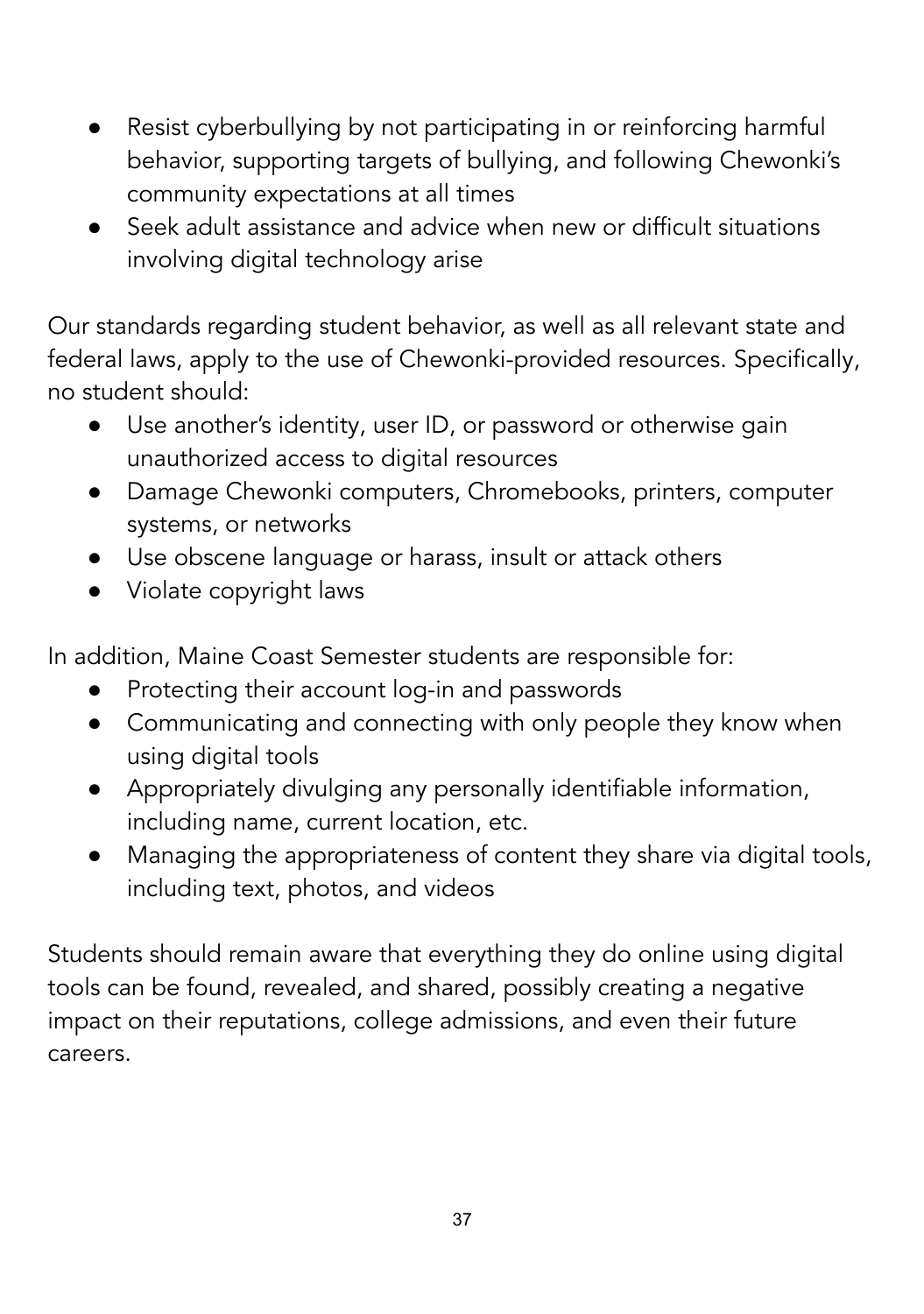- Resist cyberbullying by not participating in or reinforcing harmful behavior, supporting targets of bullying, and following Chewonki's community expectations at all times
- Seek adult assistance and advice when new or difficult situations involving digital technology arise

Our standards regarding student behavior, as well as all relevant state and federal laws, apply to the use of Chewonki-provided resources. Specifically, no student should:

- Use another's identity, user ID, or password or otherwise gain unauthorized access to digital resources
- Damage Chewonki computers, Chromebooks, printers, computer systems, or networks
- Use obscene language or harass, insult or attack others
- Violate copyright laws

In addition, Maine Coast Semester students are responsible for:

- Protecting their account log-in and passwords
- Communicating and connecting with only people they know when using digital tools
- Appropriately divulging any personally identifiable information, including name, current location, etc.
- Managing the appropriateness of content they share via digital tools, including text, photos, and videos

Students should remain aware that everything they do online using digital tools can be found, revealed, and shared, possibly creating a negative impact on their reputations, college admissions, and even their future careers.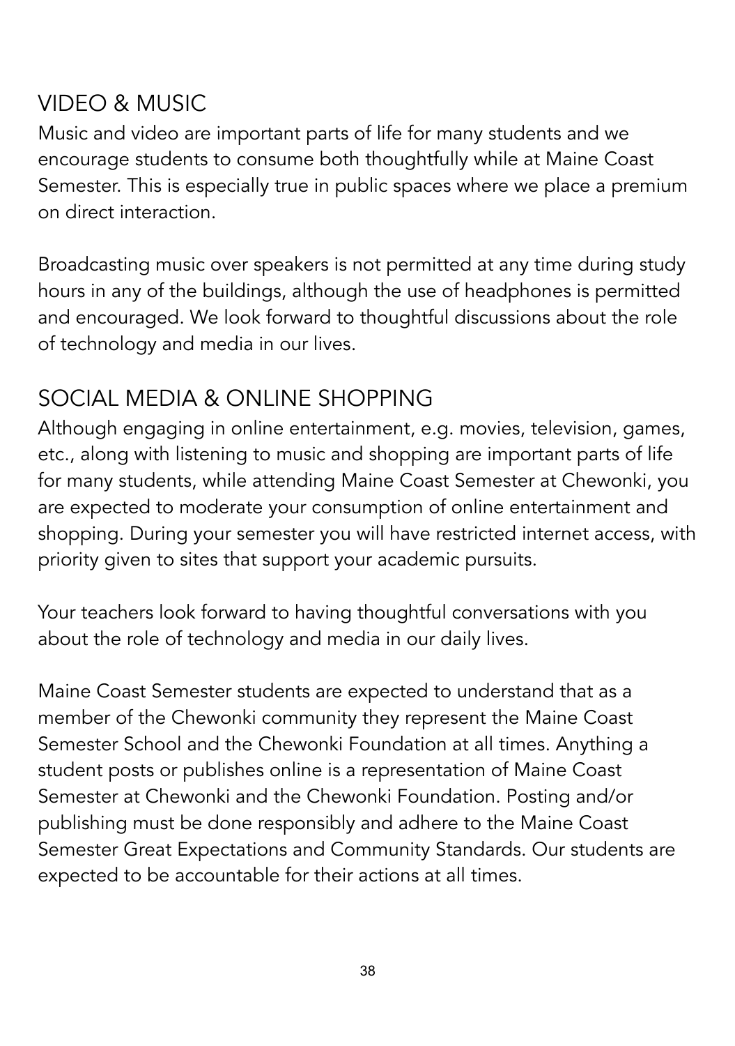## VIDEO & MUSIC

Music and video are important parts of life for many students and we encourage students to consume both thoughtfully while at Maine Coast Semester. This is especially true in public spaces where we place a premium on direct interaction.

Broadcasting music over speakers is not permitted at any time during study hours in any of the buildings, although the use of headphones is permitted and encouraged. We look forward to thoughtful discussions about the role of technology and media in our lives.

## SOCIAL MEDIA & ONLINE SHOPPING

Although engaging in online entertainment, e.g. movies, television, games, etc., along with listening to music and shopping are important parts of life for many students, while attending Maine Coast Semester at Chewonki, you are expected to moderate your consumption of online entertainment and shopping. During your semester you will have restricted internet access, with priority given to sites that support your academic pursuits.

Your teachers look forward to having thoughtful conversations with you about the role of technology and media in our daily lives.

Maine Coast Semester students are expected to understand that as a member of the Chewonki community they represent the Maine Coast Semester School and the Chewonki Foundation at all times. Anything a student posts or publishes online is a representation of Maine Coast Semester at Chewonki and the Chewonki Foundation. Posting and/or publishing must be done responsibly and adhere to the Maine Coast Semester Great Expectations and Community Standards. Our students are expected to be accountable for their actions at all times.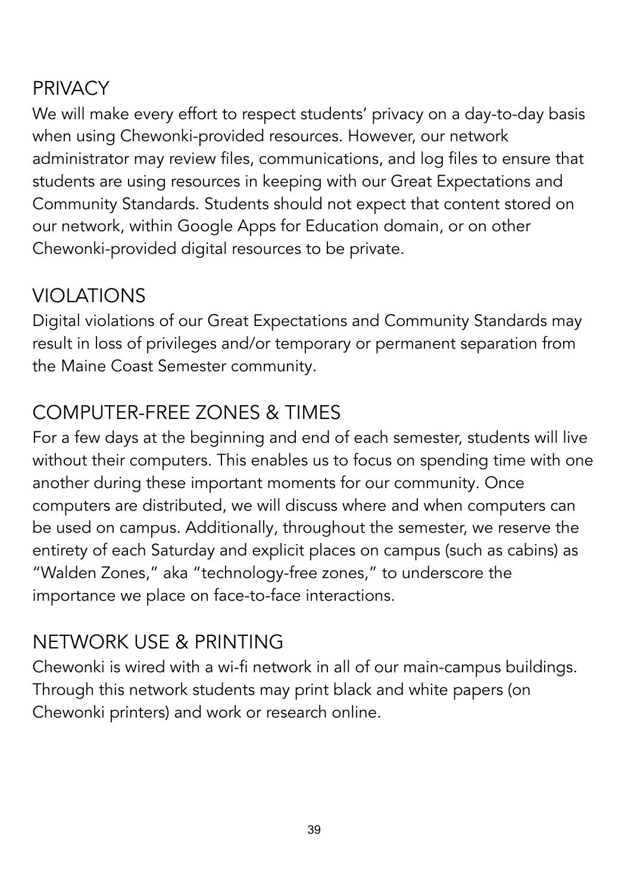## PRIVACY

We will make every effort to respect students' privacy on a day-to-day basis when using Chewonki-provided resources. However, our network administrator may review files, communications, and log files to ensure that students are using resources in keeping with our Great Expectations and Community Standards. Students should not expect that content stored on our network, within Google Apps for Education domain, or on other Chewonki-provided digital resources to be private.

## VIOLATIONS

Digital violations of our Great Expectations and Community Standards may result in loss of privileges and/or temporary or permanent separation from the Maine Coast Semester community.

## COMPUTER-FREE ZONES & TIMES

For a few days at the beginning and end of each semester, students will live without their computers. This enables us to focus on spending time with one another during these important moments for our community. Once computers are distributed, we will discuss where and when computers can be used on campus. Additionally, throughout the semester, we reserve the entirety of each Saturday and explicit places on campus (such as cabins) as "Walden Zones," aka "technology-free zones," to underscore the importance we place on face-to-face interactions.

## NETWORK USE & PRINTING

Chewonki is wired with a wi-fi network in all of our main-campus buildings. Through this network students may print black and white papers (on Chewonki printers) and work or research online.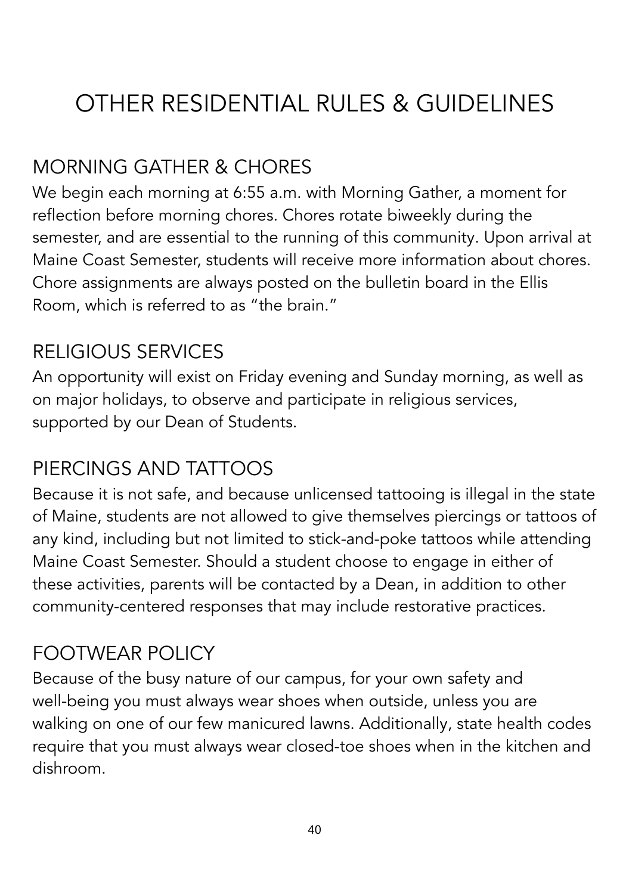# OTHER RESIDENTIAL RULES & GUIDELINES

## MORNING GATHER & CHORES

We begin each morning at 6:55 a.m. with Morning Gather, a moment for reflection before morning chores. Chores rotate biweekly during the semester, and are essential to the running of this community. Upon arrival at Maine Coast Semester, students will receive more information about chores. Chore assignments are always posted on the bulletin board in the Ellis Room, which is referred to as "the brain."

## RELIGIOUS SERVICES

An opportunity will exist on Friday evening and Sunday morning, as well as on major holidays, to observe and participate in religious services, supported by our Dean of Students.

## PIERCINGS AND TATTOOS

Because it is not safe, and because unlicensed tattooing is illegal in the state of Maine, students are not allowed to give themselves piercings or tattoos of any kind, including but not limited to stick-and-poke tattoos while attending Maine Coast Semester. Should a student choose to engage in either of these activities, parents will be contacted by a Dean, in addition to other community-centered responses that may include restorative practices.

## FOOTWEAR POLICY

Because of the busy nature of our campus, for your own safety and well-being you must always wear shoes when outside, unless you are walking on one of our few manicured lawns. Additionally, state health codes require that you must always wear closed-toe shoes when in the kitchen and dishroom.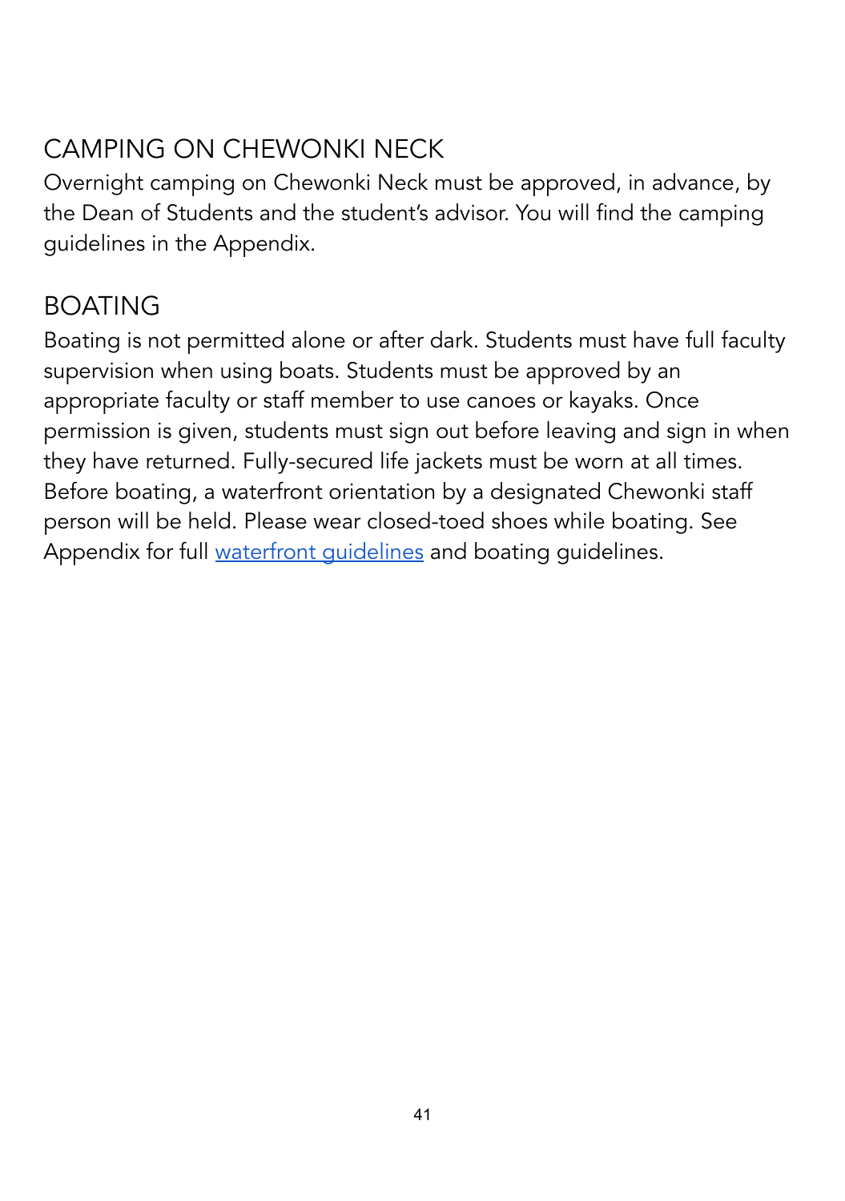## CAMPING ON CHEWONKI NECK

Overnight camping on Chewonki Neck must be approved, in advance, by the Dean of Students and the student's advisor. You will find the camping guidelines in the Appendix.

## BOATING

Boating is not permitted alone or after dark. Students must have full faculty supervision when using boats. Students must be approved by an appropriate faculty or staff member to use canoes or kayaks. Once permission is given, students must sign out before leaving and sign in when they have returned. Fully-secured life jackets must be worn at all times. Before boating, a waterfront orientation by a designated Chewonki staff person will be held. Please wear closed-toed shoes while boating. See Appendix for full waterfront guidelines and boating guidelines.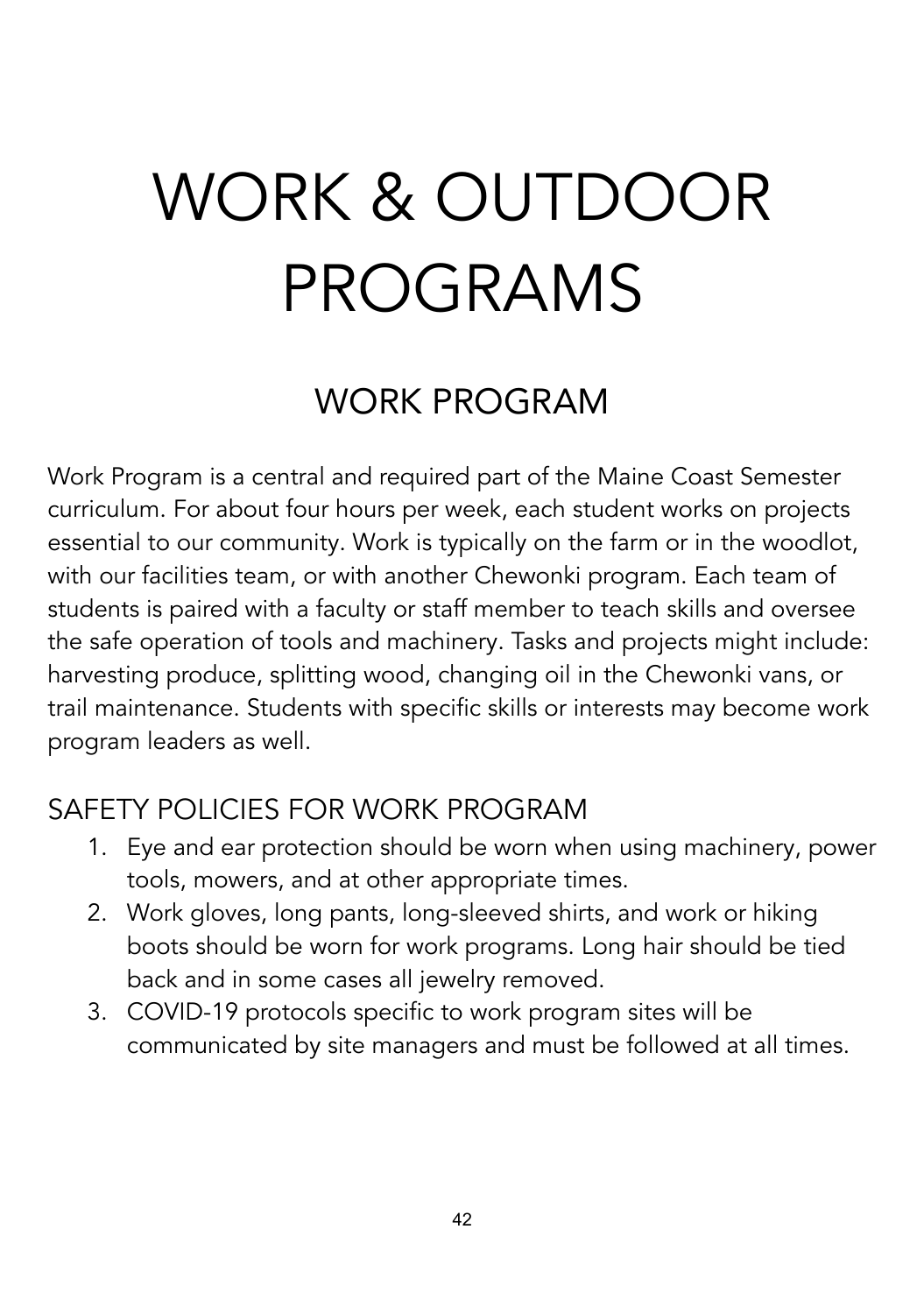# WORK & OUTDOOR PROGRAMS

## WORK PROGRAM

Work Program is a central and required part of the Maine Coast Semester curriculum. For about four hours per week, each student works on projects essential to our community. Work is typically on the farm or in the woodlot, with our facilities team, or with another Chewonki program. Each team of students is paired with a faculty or staff member to teach skills and oversee the safe operation of tools and machinery. Tasks and projects might include: harvesting produce, splitting wood, changing oil in the Chewonki vans, or trail maintenance. Students with specific skills or interests may become work program leaders as well.

### SAFETY POLICIES FOR WORK PROGRAM

1. Eye and ear protection should be worn when using machinery, power tools, mowers, and at other appropriate times.
2. Work gloves, long pants, long-sleeved shirts, and work or hiking boots should be worn for work programs. Long hair should be tied back and in some cases all jewelry removed.
3. COVID-19 protocols specific to work program sites will be communicated by site managers and must be followed at all times.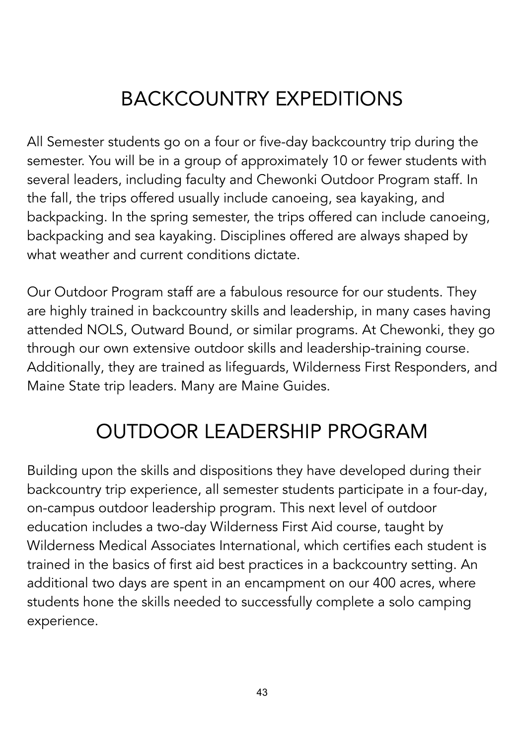# BACKCOUNTRY EXPEDITIONS

All Semester students go on a four or five-day backcountry trip during the semester. You will be in a group of approximately 10 or fewer students with several leaders, including faculty and Chewonki Outdoor Program staff. In the fall, the trips offered usually include canoeing, sea kayaking, and backpacking. In the spring semester, the trips offered can include canoeing, backpacking and sea kayaking. Disciplines offered are always shaped by what weather and current conditions dictate.

Our Outdoor Program staff are a fabulous resource for our students. They are highly trained in backcountry skills and leadership, in many cases having attended NOLS, Outward Bound, or similar programs. At Chewonki, they go through our own extensive outdoor skills and leadership-training course. Additionally, they are trained as lifeguards, Wilderness First Responders, and Maine State trip leaders. Many are Maine Guides.

# OUTDOOR LEADERSHIP PROGRAM

Building upon the skills and dispositions they have developed during their backcountry trip experience, all semester students participate in a four-day, on-campus outdoor leadership program. This next level of outdoor education includes a two-day Wilderness First Aid course, taught by Wilderness Medical Associates International, which certifies each student is trained in the basics of first aid best practices in a backcountry setting. An additional two days are spent in an encampment on our 400 acres, where students hone the skills needed to successfully complete a solo camping experience.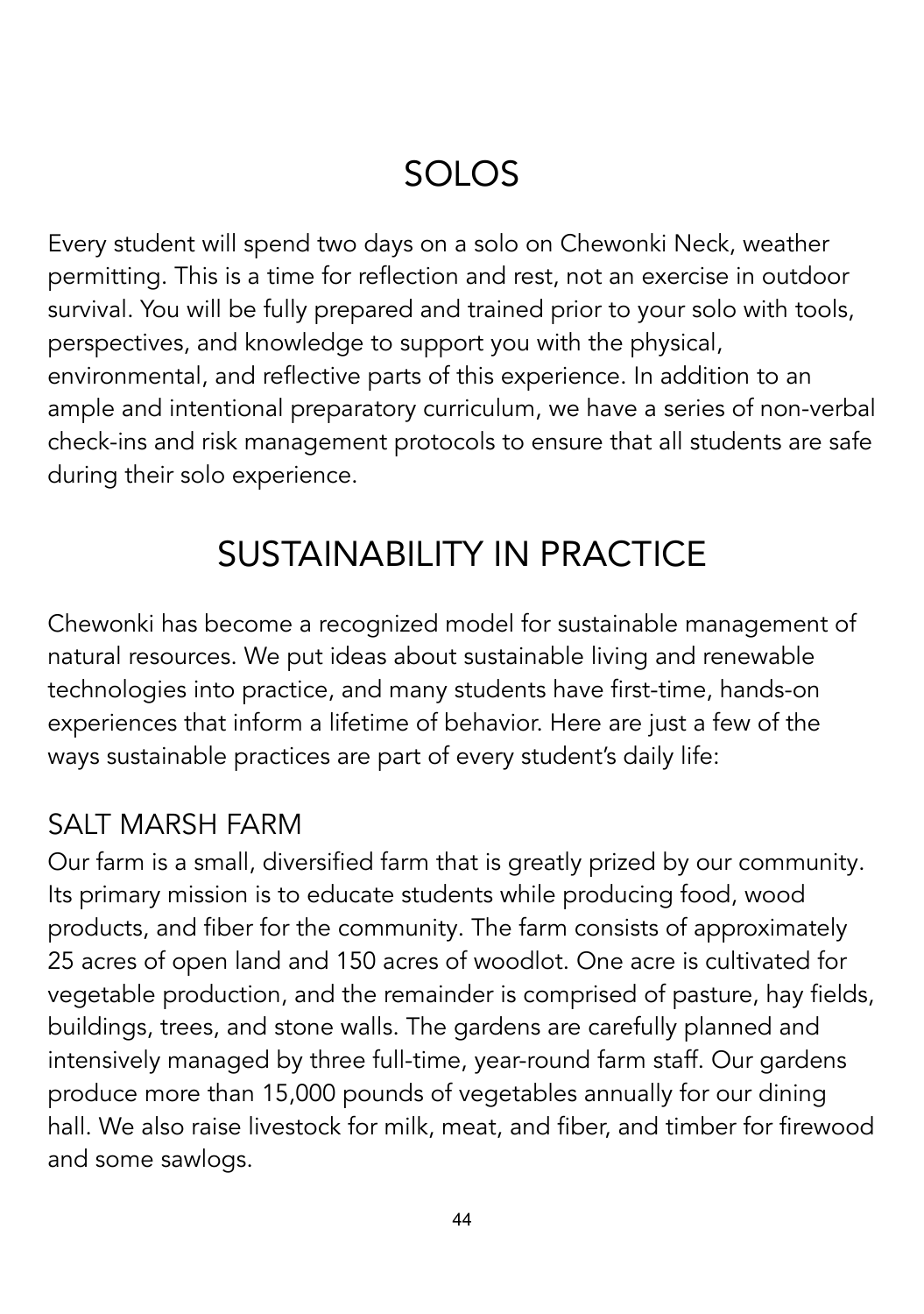# SOLOS

Every student will spend two days on a solo on Chewonki Neck, weather permitting. This is a time for reflection and rest, not an exercise in outdoor survival. You will be fully prepared and trained prior to your solo with tools, perspectives, and knowledge to support you with the physical, environmental, and reflective parts of this experience. In addition to an ample and intentional preparatory curriculum, we have a series of non-verbal check-ins and risk management protocols to ensure that all students are safe during their solo experience.

# SUSTAINABILITY IN PRACTICE

Chewonki has become a recognized model for sustainable management of natural resources. We put ideas about sustainable living and renewable technologies into practice, and many students have first-time, hands-on experiences that inform a lifetime of behavior. Here are just a few of the ways sustainable practices are part of every student's daily life:

## SALT MARSH FARM

Our farm is a small, diversified farm that is greatly prized by our community. Its primary mission is to educate students while producing food, wood products, and fiber for the community. The farm consists of approximately 25 acres of open land and 150 acres of woodlot. One acre is cultivated for vegetable production, and the remainder is comprised of pasture, hay fields, buildings, trees, and stone walls. The gardens are carefully planned and intensively managed by three full-time, year-round farm staff. Our gardens produce more than 15,000 pounds of vegetables annually for our dining hall. We also raise livestock for milk, meat, and fiber, and timber for firewood and some sawlogs.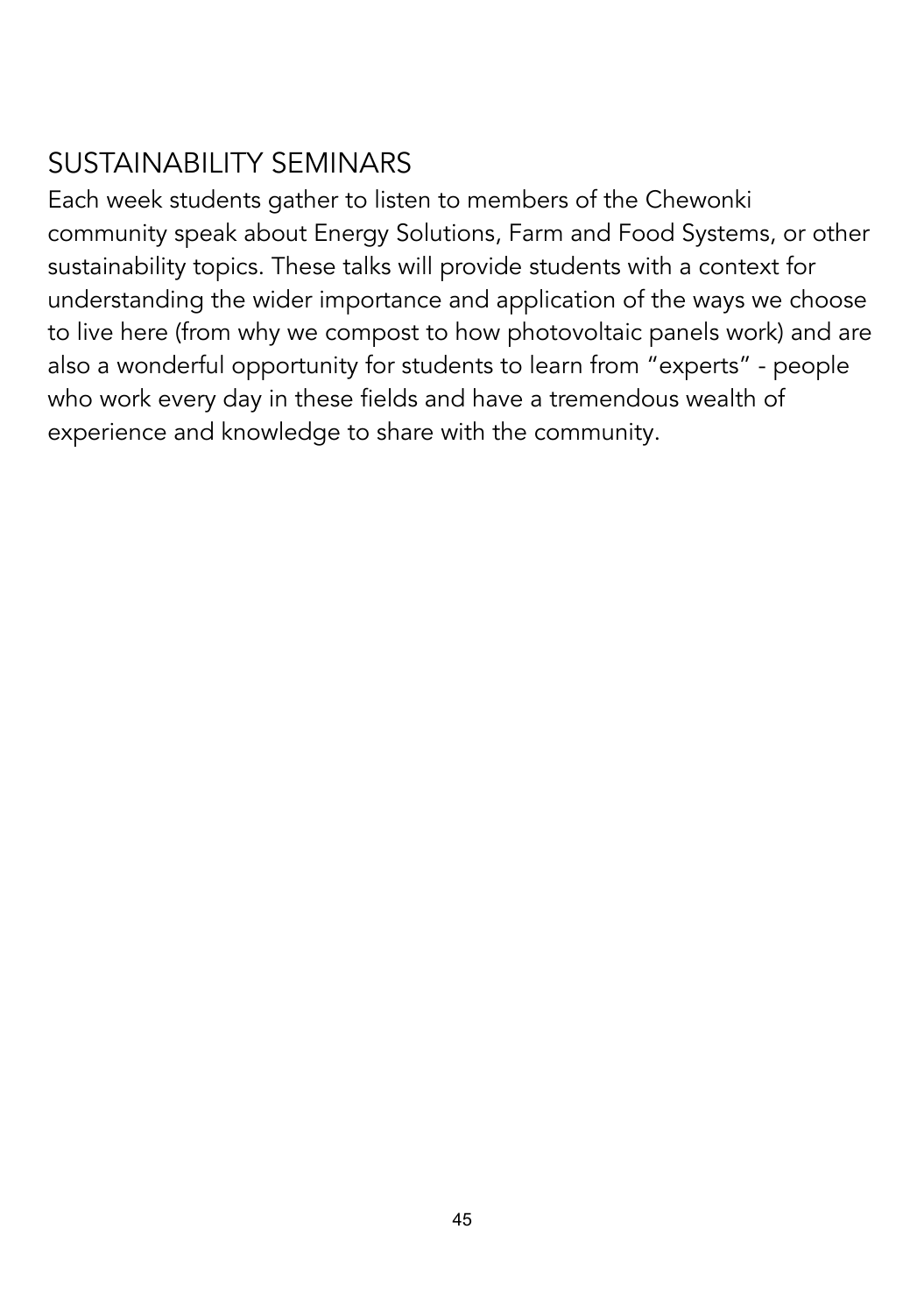## SUSTAINABILITY SEMINARS

Each week students gather to listen to members of the Chewonki community speak about Energy Solutions, Farm and Food Systems, or other sustainability topics. These talks will provide students with a context for understanding the wider importance and application of the ways we choose to live here (from why we compost to how photovoltaic panels work) and are also a wonderful opportunity for students to learn from "experts" - people who work every day in these fields and have a tremendous wealth of experience and knowledge to share with the community.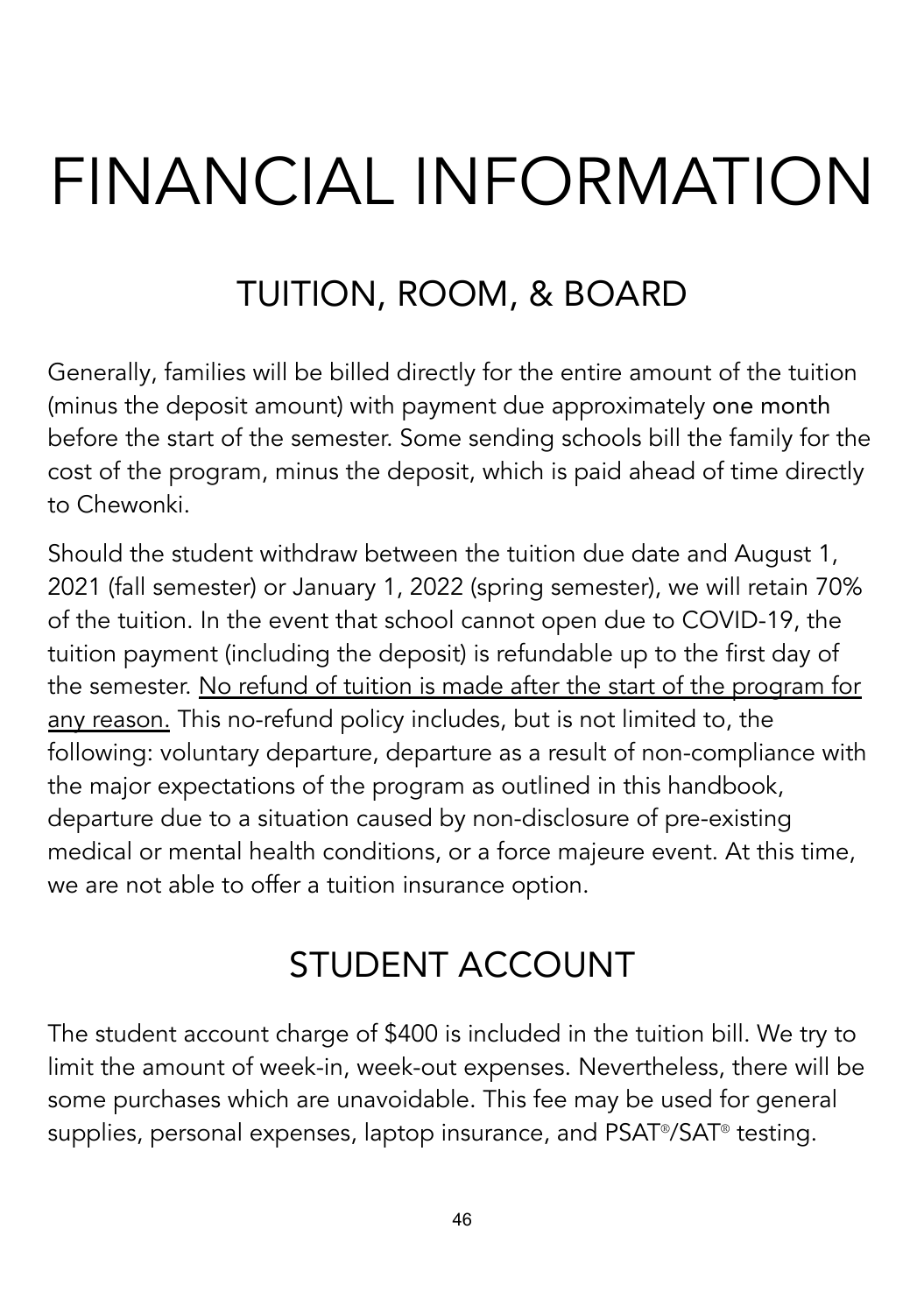# FINANCIAL INFORMATION

## TUITION, ROOM, & BOARD

Generally, families will be billed directly for the entire amount of the tuition (minus the deposit amount) with payment due approximately one month before the start of the semester. Some sending schools bill the family for the cost of the program, minus the deposit, which is paid ahead of time directly to Chewonki.

Should the student withdraw between the tuition due date and August 1, 2021 (fall semester) or January 1, 2022 (spring semester), we will retain 70% of the tuition. In the event that school cannot open due to COVID-19, the tuition payment (including the deposit) is refundable up to the first day of the semester. <u>No refund of tuition is made after the start of the program for any reason.</u> This no-refund policy includes, but is not limited to, the following: voluntary departure, departure as a result of non-compliance with the major expectations of the program as outlined in this handbook, departure due to a situation caused by non-disclosure of pre-existing medical or mental health conditions, or a force majeure event. At this time, we are not able to offer a tuition insurance option.

## STUDENT ACCOUNT

The student account charge of $400 is included in the tuition bill. We try to limit the amount of week-in, week-out expenses. Nevertheless, there will be some purchases which are unavoidable. This fee may be used for general supplies, personal expenses, laptop insurance, and PSAT®/SAT® testing.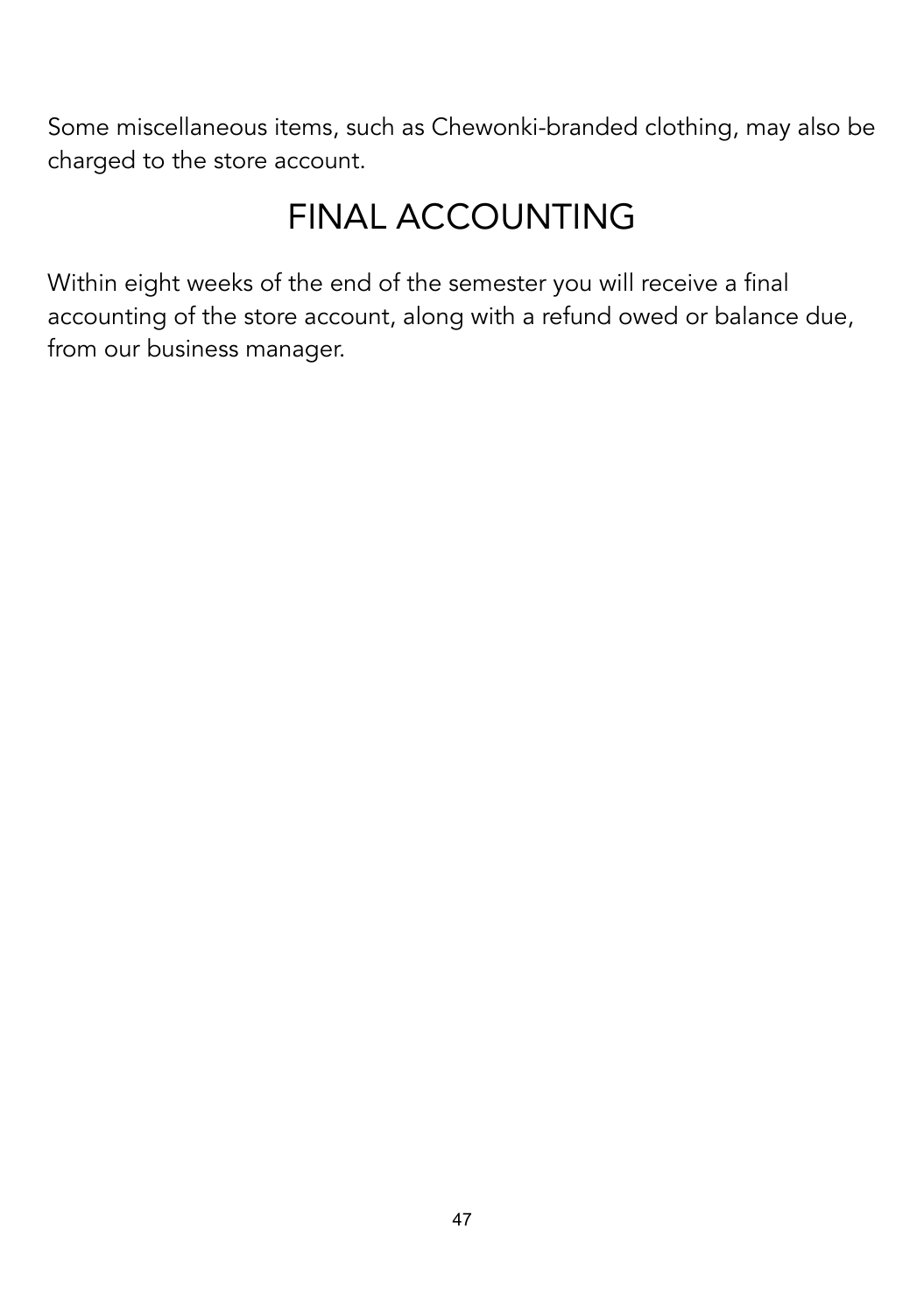Some miscellaneous items, such as Chewonki-branded clothing, may also be charged to the store account.

# FINAL ACCOUNTING

Within eight weeks of the end of the semester you will receive a final accounting of the store account, along with a refund owed or balance due, from our business manager.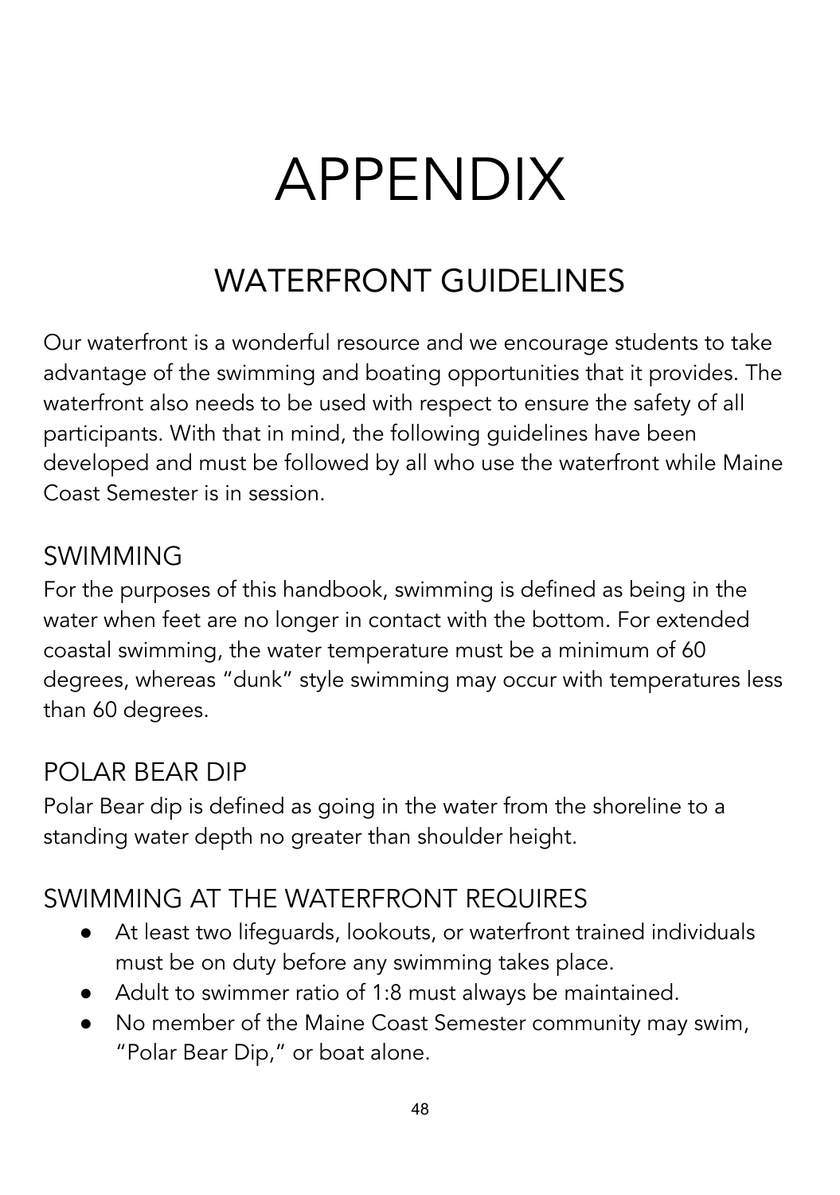# APPENDIX

## WATERFRONT GUIDELINES

Our waterfront is a wonderful resource and we encourage students to take advantage of the swimming and boating opportunities that it provides. The waterfront also needs to be used with respect to ensure the safety of all participants. With that in mind, the following guidelines have been developed and must be followed by all who use the waterfront while Maine Coast Semester is in session.

### SWIMMING

For the purposes of this handbook, swimming is defined as being in the water when feet are no longer in contact with the bottom. For extended coastal swimming, the water temperature must be a minimum of 60 degrees, whereas "dunk" style swimming may occur with temperatures less than 60 degrees.

### POLAR BEAR DIP

Polar Bear dip is defined as going in the water from the shoreline to a standing water depth no greater than shoulder height.

### SWIMMING AT THE WATERFRONT REQUIRES

- At least two lifeguards, lookouts, or waterfront trained individuals must be on duty before any swimming takes place.
- Adult to swimmer ratio of 1:8 must always be maintained.
- No member of the Maine Coast Semester community may swim, "Polar Bear Dip," or boat alone.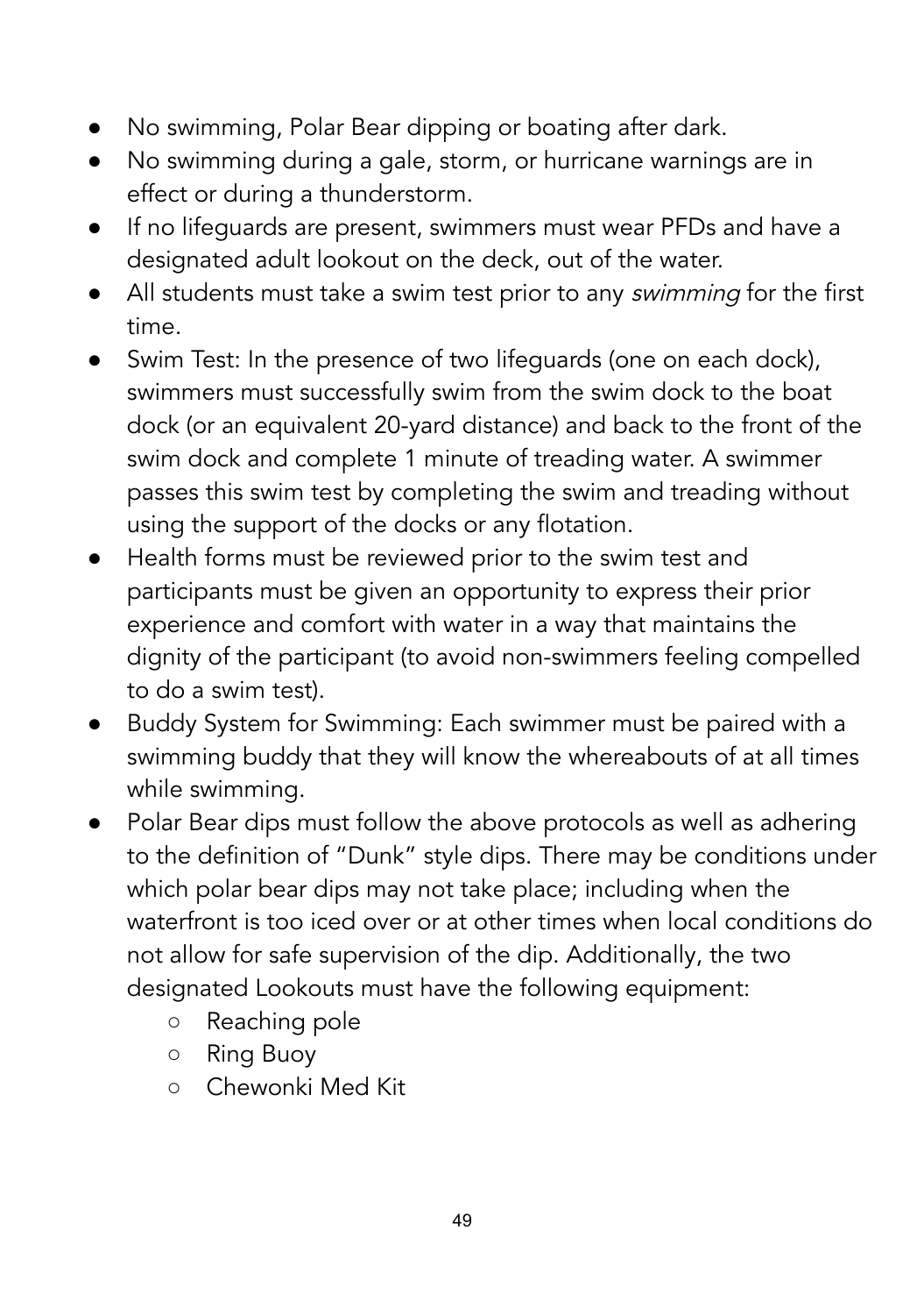- No swimming, Polar Bear dipping or boating after dark.
- No swimming during a gale, storm, or hurricane warnings are in effect or during a thunderstorm.
- If no lifeguards are present, swimmers must wear PFDs and have a designated adult lookout on the deck, out of the water.
- All students must take a swim test prior to any *swimming* for the first time.
- Swim Test: In the presence of two lifeguards (one on each dock), swimmers must successfully swim from the swim dock to the boat dock (or an equivalent 20-yard distance) and back to the front of the swim dock and complete 1 minute of treading water. A swimmer passes this swim test by completing the swim and treading without using the support of the docks or any flotation.
- Health forms must be reviewed prior to the swim test and participants must be given an opportunity to express their prior experience and comfort with water in a way that maintains the dignity of the participant (to avoid non-swimmers feeling compelled to do a swim test).
- Buddy System for Swimming: Each swimmer must be paired with a swimming buddy that they will know the whereabouts of at all times while swimming.
- Polar Bear dips must follow the above protocols as well as adhering to the definition of "Dunk" style dips. There may be conditions under which polar bear dips may not take place; including when the waterfront is too iced over or at other times when local conditions do not allow for safe supervision of the dip. Additionally, the two designated Lookouts must have the following equipment:
    - Reaching pole
    - Ring Buoy
    - Chewonki Med Kit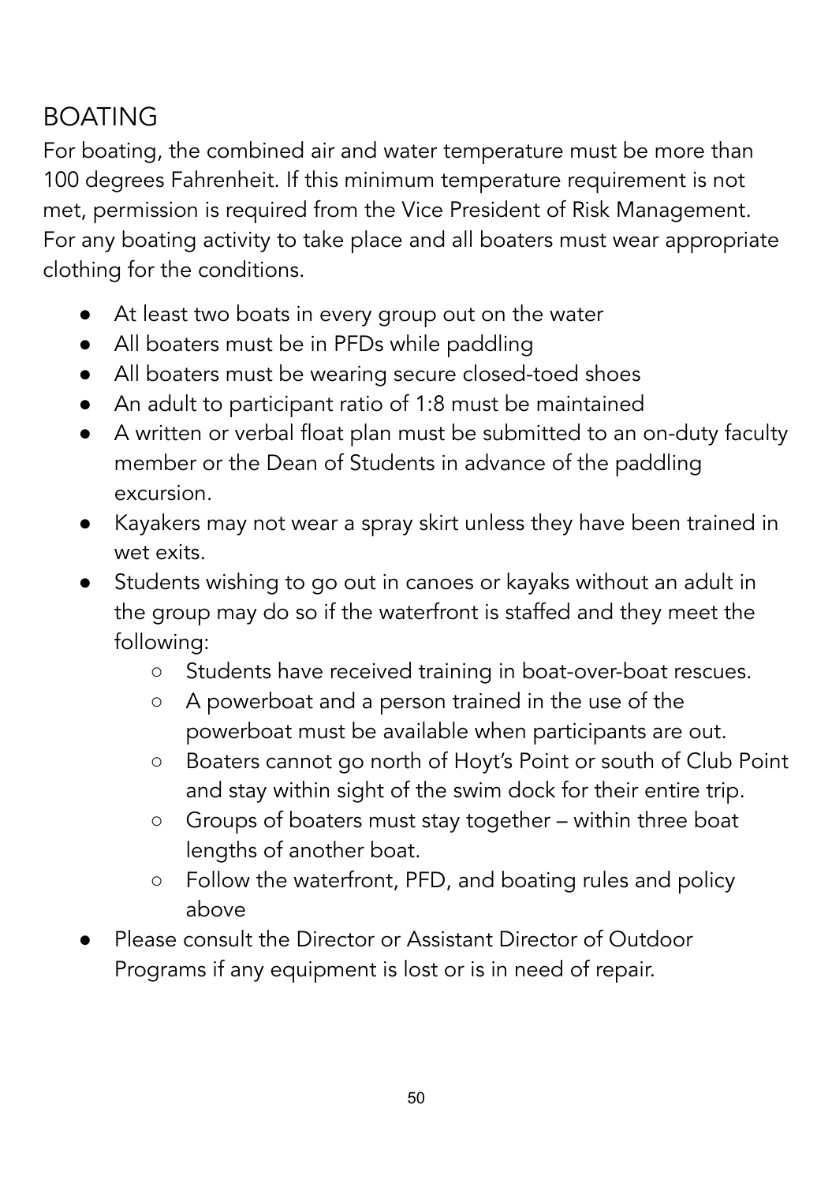## BOATING

For boating, the combined air and water temperature must be more than 100 degrees Fahrenheit. If this minimum temperature requirement is not met, permission is required from the Vice President of Risk Management. For any boating activity to take place and all boaters must wear appropriate clothing for the conditions.

- At least two boats in every group out on the water
- All boaters must be in PFDs while paddling
- All boaters must be wearing secure closed-toed shoes
- An adult to participant ratio of 1:8 must be maintained
- A written or verbal float plan must be submitted to an on-duty faculty member or the Dean of Students in advance of the paddling excursion.
- Kayakers may not wear a spray skirt unless they have been trained in wet exits.
- Students wishing to go out in canoes or kayaks without an adult in the group may do so if the waterfront is staffed and they meet the following:
    - Students have received training in boat-over-boat rescues.
    - A powerboat and a person trained in the use of the powerboat must be available when participants are out.
    - Boaters cannot go north of Hoyt's Point or south of Club Point and stay within sight of the swim dock for their entire trip.
    - Groups of boaters must stay together – within three boat lengths of another boat.
    - Follow the waterfront, PFD, and boating rules and policy above
- Please consult the Director or Assistant Director of Outdoor Programs if any equipment is lost or is in need of repair.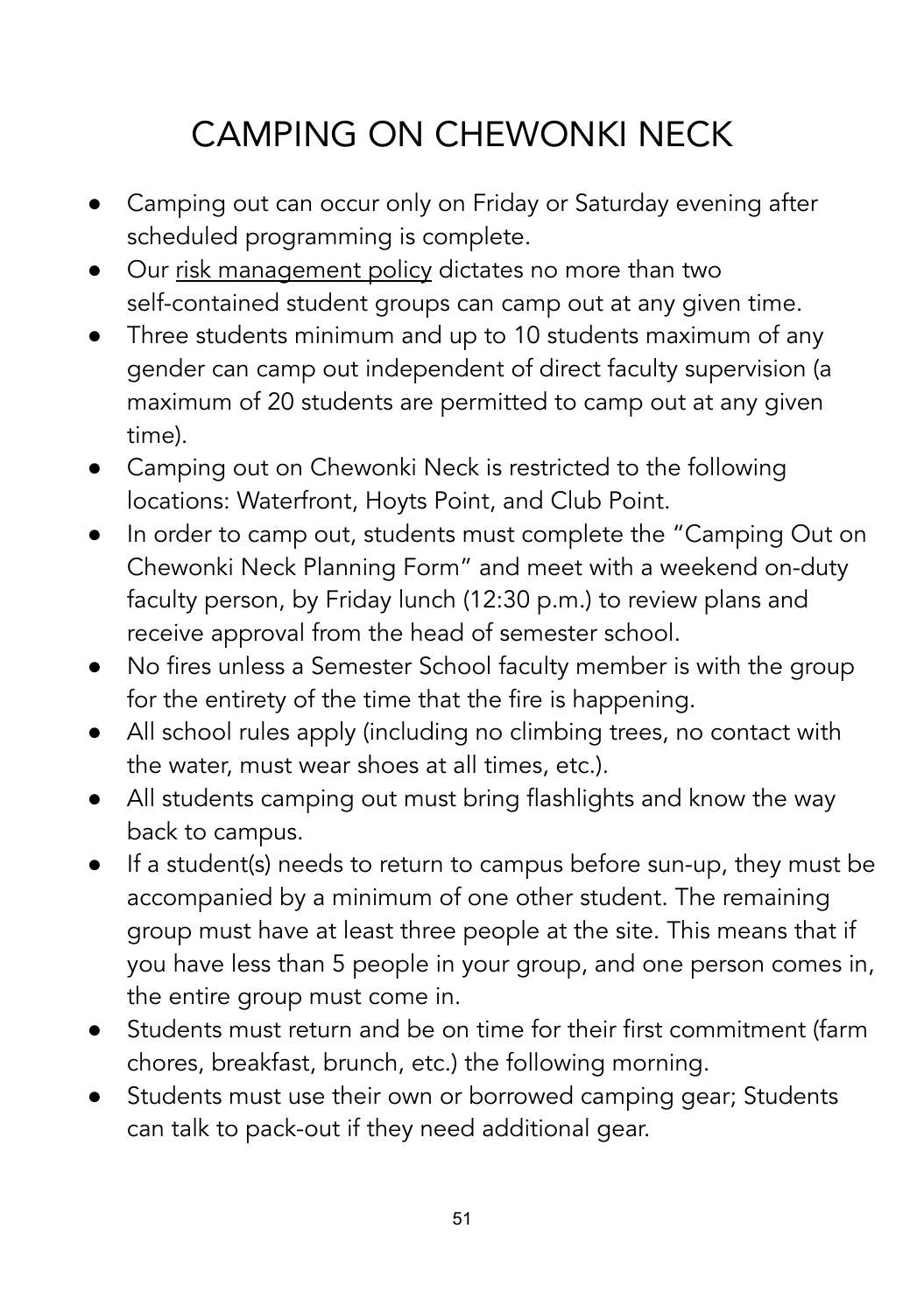# CAMPING ON CHEWONKI NECK

- Camping out can occur only on Friday or Saturday evening after scheduled programming is complete.
- Our risk management policy dictates no more than two self-contained student groups can camp out at any given time.
- Three students minimum and up to 10 students maximum of any gender can camp out independent of direct faculty supervision (a maximum of 20 students are permitted to camp out at any given time).
- Camping out on Chewonki Neck is restricted to the following locations: Waterfront, Hoyts Point, and Club Point.
- In order to camp out, students must complete the "Camping Out on Chewonki Neck Planning Form" and meet with a weekend on-duty faculty person, by Friday lunch (12:30 p.m.) to review plans and receive approval from the head of semester school.
- No fires unless a Semester School faculty member is with the group for the entirety of the time that the fire is happening.
- All school rules apply (including no climbing trees, no contact with the water, must wear shoes at all times, etc.).
- All students camping out must bring flashlights and know the way back to campus.
- If a student(s) needs to return to campus before sun-up, they must be accompanied by a minimum of one other student. The remaining group must have at least three people at the site. This means that if you have less than 5 people in your group, and one person comes in, the entire group must come in.
- Students must return and be on time for their first commitment (farm chores, breakfast, brunch, etc.) the following morning.
- Students must use their own or borrowed camping gear; Students can talk to pack-out if they need additional gear.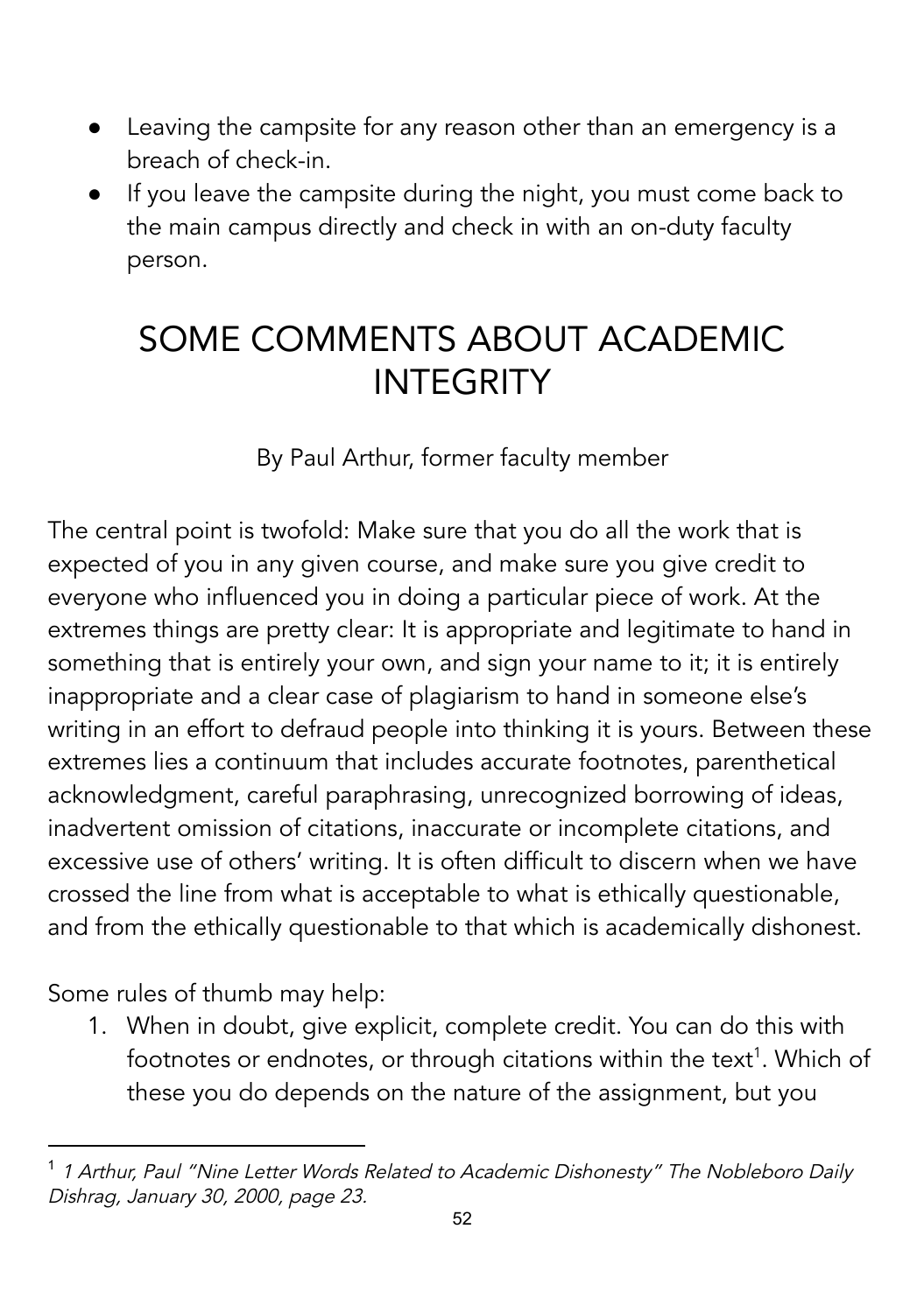- Leaving the campsite for any reason other than an emergency is a breach of check-in.
- If you leave the campsite during the night, you must come back to the main campus directly and check in with an on-duty faculty person.

# SOME COMMENTS ABOUT ACADEMIC INTEGRITY

By Paul Arthur, former faculty member

The central point is twofold: Make sure that you do all the work that is expected of you in any given course, and make sure you give credit to everyone who influenced you in doing a particular piece of work. At the extremes things are pretty clear: It is appropriate and legitimate to hand in something that is entirely your own, and sign your name to it; it is entirely inappropriate and a clear case of plagiarism to hand in someone else's writing in an effort to defraud people into thinking it is yours. Between these extremes lies a continuum that includes accurate footnotes, parenthetical acknowledgment, careful paraphrasing, unrecognized borrowing of ideas, inadvertent omission of citations, inaccurate or incomplete citations, and excessive use of others' writing. It is often difficult to discern when we have crossed the line from what is acceptable to what is ethically questionable, and from the ethically questionable to that which is academically dishonest.

Some rules of thumb may help:

1. When in doubt, give explicit, complete credit. You can do this with footnotes or endnotes, or through citations within the text[1]. Which of these you do depends on the nature of the assignment, but you

---

[1] *1 Arthur, Paul "Nine Letter Words Related to Academic Dishonesty" The Nobleboro Daily Dishrag, January 30, 2000, page 23.*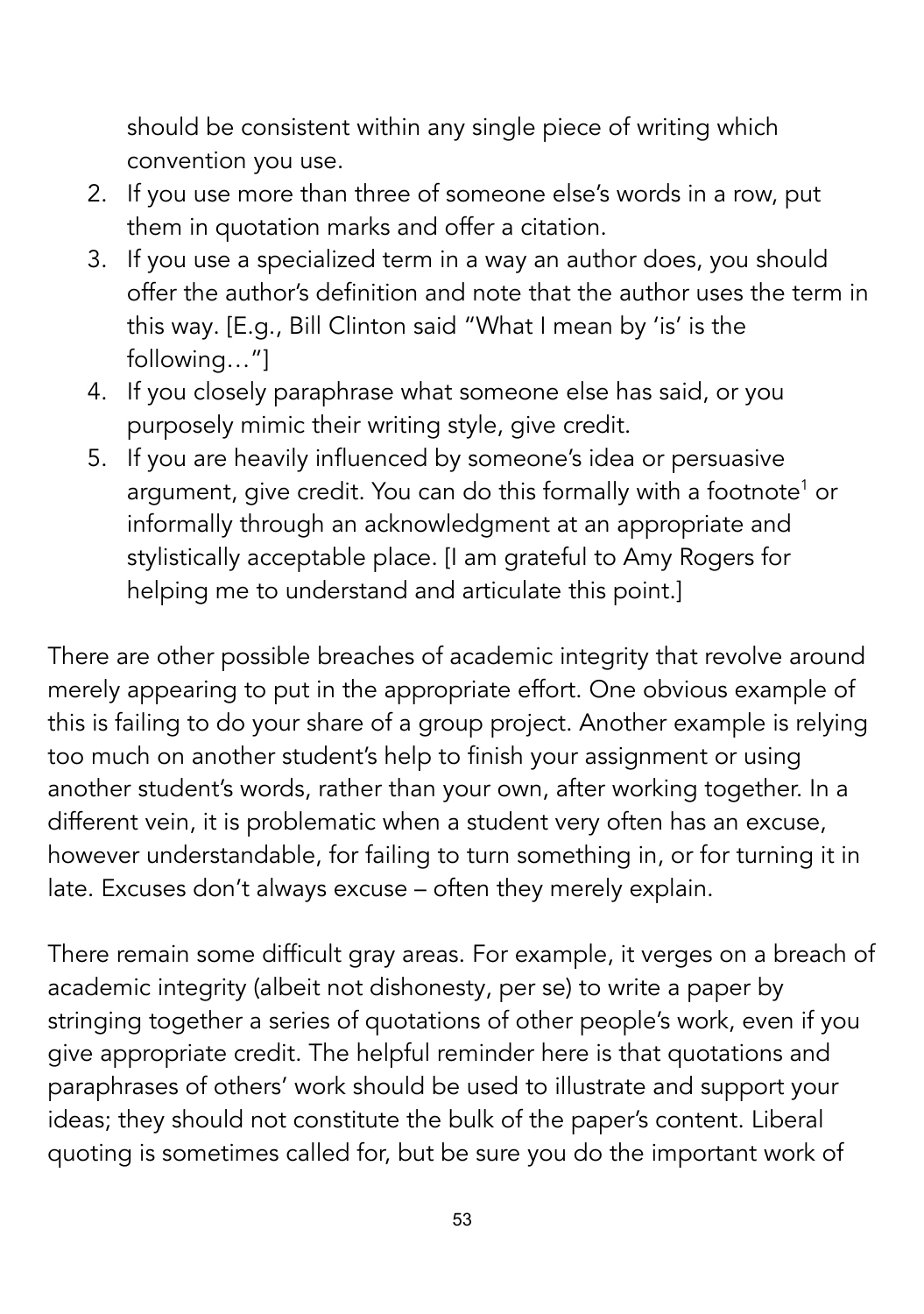should be consistent within any single piece of writing which convention you use.

2. If you use more than three of someone else's words in a row, put them in quotation marks and offer a citation.
3. If you use a specialized term in a way an author does, you should offer the author's definition and note that the author uses the term in this way. [E.g., Bill Clinton said "What I mean by 'is' is the following…"]
4. If you closely paraphrase what someone else has said, or you purposely mimic their writing style, give credit.
5. If you are heavily influenced by someone's idea or persuasive argument, give credit. You can do this formally with a footnote[1] or informally through an acknowledgment at an appropriate and stylistically acceptable place. [I am grateful to Amy Rogers for helping me to understand and articulate this point.]

There are other possible breaches of academic integrity that revolve around merely appearing to put in the appropriate effort. One obvious example of this is failing to do your share of a group project. Another example is relying too much on another student's help to finish your assignment or using another student's words, rather than your own, after working together. In a different vein, it is problematic when a student very often has an excuse, however understandable, for failing to turn something in, or for turning it in late. Excuses don't always excuse – often they merely explain.

There remain some difficult gray areas. For example, it verges on a breach of academic integrity (albeit not dishonesty, per se) to write a paper by stringing together a series of quotations of other people's work, even if you give appropriate credit. The helpful reminder here is that quotations and paraphrases of others' work should be used to illustrate and support your ideas; they should not constitute the bulk of the paper's content. Liberal quoting is sometimes called for, but be sure you do the important work of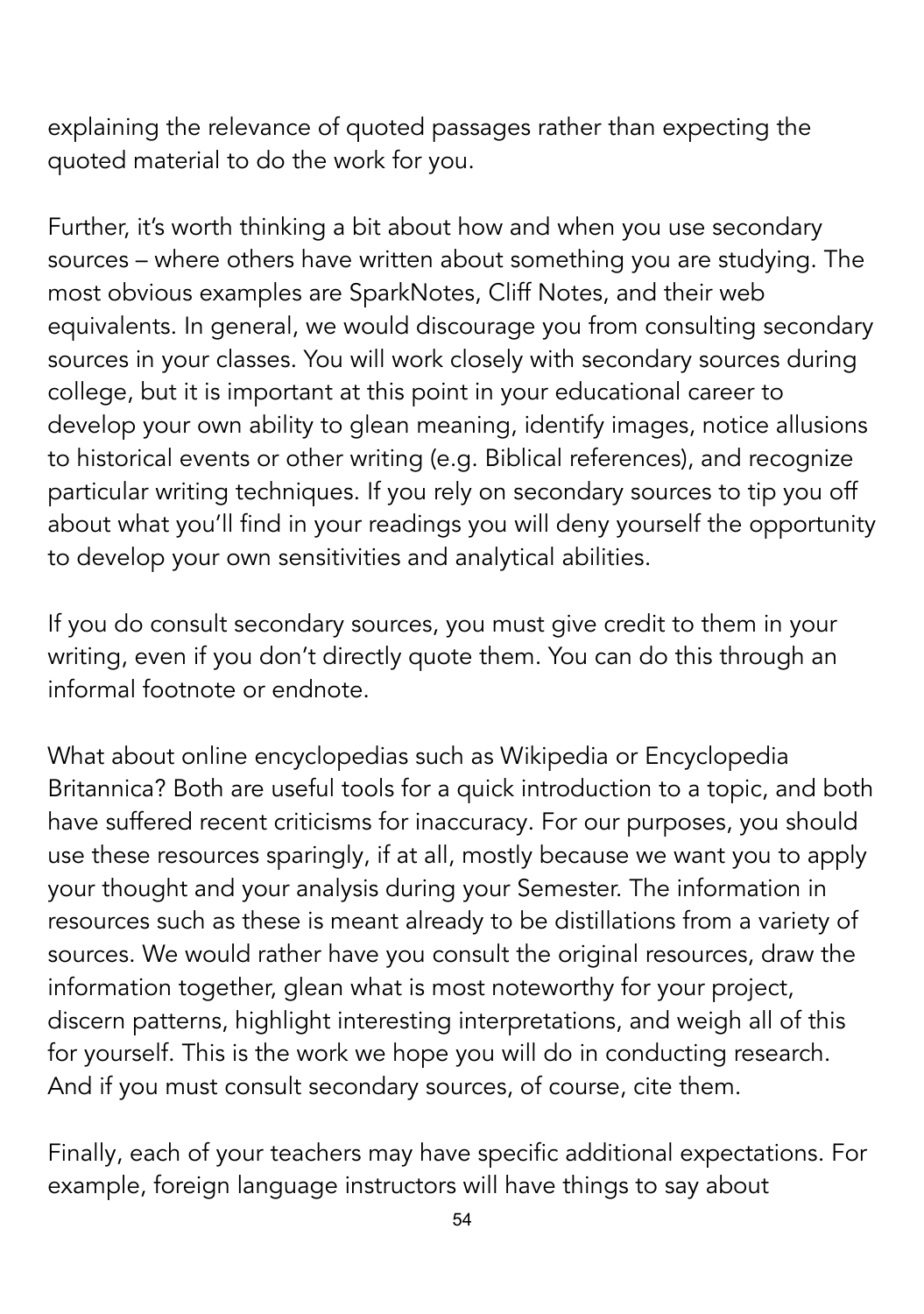explaining the relevance of quoted passages rather than expecting the quoted material to do the work for you.

Further, it's worth thinking a bit about how and when you use secondary sources – where others have written about something you are studying. The most obvious examples are SparkNotes, Cliff Notes, and their web equivalents. In general, we would discourage you from consulting secondary sources in your classes. You will work closely with secondary sources during college, but it is important at this point in your educational career to develop your own ability to glean meaning, identify images, notice allusions to historical events or other writing (e.g. Biblical references), and recognize particular writing techniques. If you rely on secondary sources to tip you off about what you'll find in your readings you will deny yourself the opportunity to develop your own sensitivities and analytical abilities.

If you do consult secondary sources, you must give credit to them in your writing, even if you don't directly quote them. You can do this through an informal footnote or endnote.

What about online encyclopedias such as Wikipedia or Encyclopedia Britannica? Both are useful tools for a quick introduction to a topic, and both have suffered recent criticisms for inaccuracy. For our purposes, you should use these resources sparingly, if at all, mostly because we want you to apply your thought and your analysis during your Semester. The information in resources such as these is meant already to be distillations from a variety of sources. We would rather have you consult the original resources, draw the information together, glean what is most noteworthy for your project, discern patterns, highlight interesting interpretations, and weigh all of this for yourself. This is the work we hope you will do in conducting research. And if you must consult secondary sources, of course, cite them.

Finally, each of your teachers may have specific additional expectations. For example, foreign language instructors will have things to say about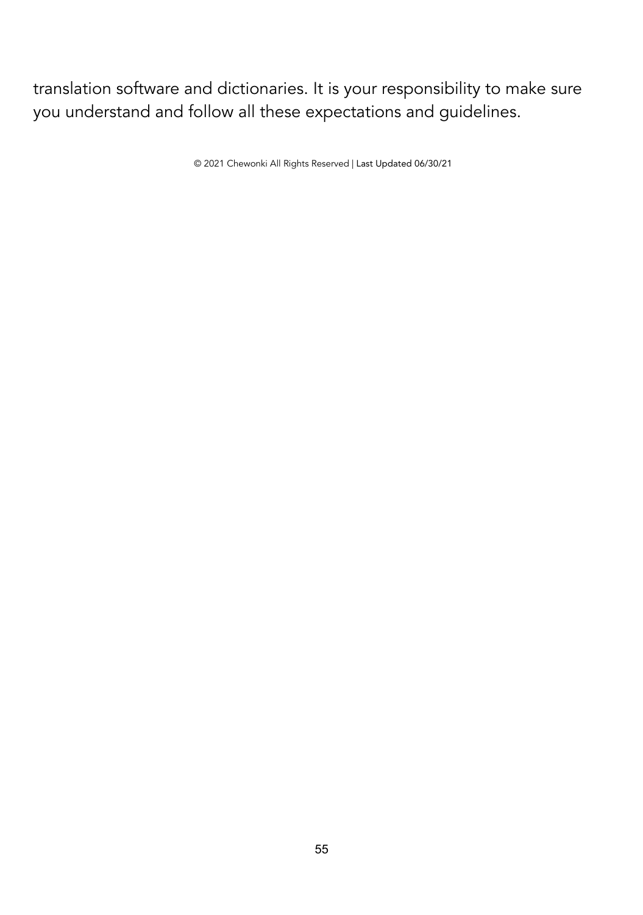translation software and dictionaries. It is your responsibility to make sure you understand and follow all these expectations and guidelines.

© 2021 Chewonki All Rights Reserved | Last Updated 06/30/21